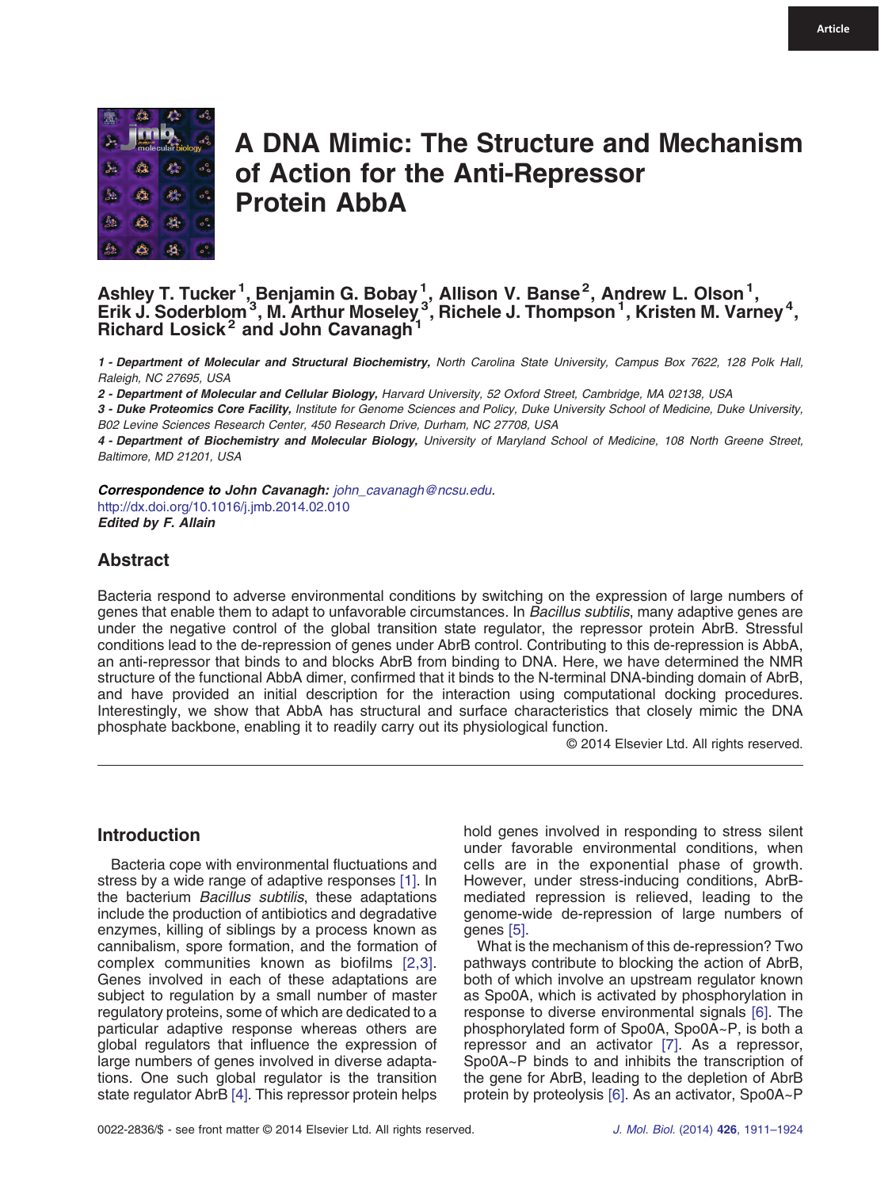Article

# A DNA Mimic: The Structure and Mechanism of Action for the Anti-Repressor Protein AbbA

**Ashley T. Tucker [1], Benjamin G. Bobay [1], Allison V. Banse [2], Andrew L. Olson [1], Erik J. Soderblom [3], M. Arthur Moseley [3], Richele J. Thompson [1], Kristen M. Varney [4], Richard Losick [2] and John Cavanagh [1]**

1 - ***Department of Molecular and Structural Biochemistry,*** *North Carolina State University, Campus Box 7622, 128 Polk Hall, Raleigh, NC 27695, USA*

2 - ***Department of Molecular and Cellular Biology,*** *Harvard University, 52 Oxford Street, Cambridge, MA 02138, USA*

3 - ***Duke Proteomics Core Facility,*** *Institute for Genome Sciences and Policy, Duke University School of Medicine, Duke University, B02 Levine Sciences Research Center, 450 Research Drive, Durham, NC 27708, USA*

4 - ***Department of Biochemistry and Molecular Biology,*** *University of Maryland School of Medicine, 108 North Greene Street, Baltimore, MD 21201, USA*

***Correspondence to John Cavanagh:*** *john_cavanagh@ncsu.edu.*
http://dx.doi.org/10.1016/j.jmb.2014.02.010
***Edited by F. Allain***

## Abstract

Bacteria respond to adverse environmental conditions by switching on the expression of large numbers of genes that enable them to adapt to unfavorable circumstances. In *Bacillus subtilis*, many adaptive genes are under the negative control of the global transition state regulator, the repressor protein AbrB. Stressful conditions lead to the de-repression of genes under AbrB control. Contributing to this de-repression is AbbA, an anti-repressor that binds to and blocks AbrB from binding to DNA. Here, we have determined the NMR structure of the functional AbbA dimer, confirmed that it binds to the N-terminal DNA-binding domain of AbrB, and have provided an initial description for the interaction using computational docking procedures. Interestingly, we show that AbbA has structural and surface characteristics that closely mimic the DNA phosphate backbone, enabling it to readily carry out its physiological function.

© 2014 Elsevier Ltd. All rights reserved.

## Introduction

Bacteria cope with environmental fluctuations and stress by a wide range of adaptive responses [1]. In the bacterium *Bacillus subtilis*, these adaptations include the production of antibiotics and degradative enzymes, killing of siblings by a process known as cannibalism, spore formation, and the formation of complex communities known as biofilms [2,3]. Genes involved in each of these adaptations are subject to regulation by a small number of master regulatory proteins, some of which are dedicated to a particular adaptive response whereas others are global regulators that influence the expression of large numbers of genes involved in diverse adaptations. One such global regulator is the transition state regulator AbrB [4]. This repressor protein helps hold genes involved in responding to stress silent under favorable environmental conditions, when cells are in the exponential phase of growth. However, under stress-inducing conditions, AbrB-mediated repression is relieved, leading to the genome-wide de-repression of large numbers of genes [5].

What is the mechanism of this de-repression? Two pathways contribute to blocking the action of AbrB, both of which involve an upstream regulator known as Spo0A, which is activated by phosphorylation in response to diverse environmental signals [6]. The phosphorylated form of Spo0A, Spo0A~P, is both a repressor and an activator [7]. As a repressor, Spo0A~P binds to and inhibits the transcription of the gene for AbrB, leading to the depletion of AbrB protein by proteolysis [6]. As an activator, Spo0A~P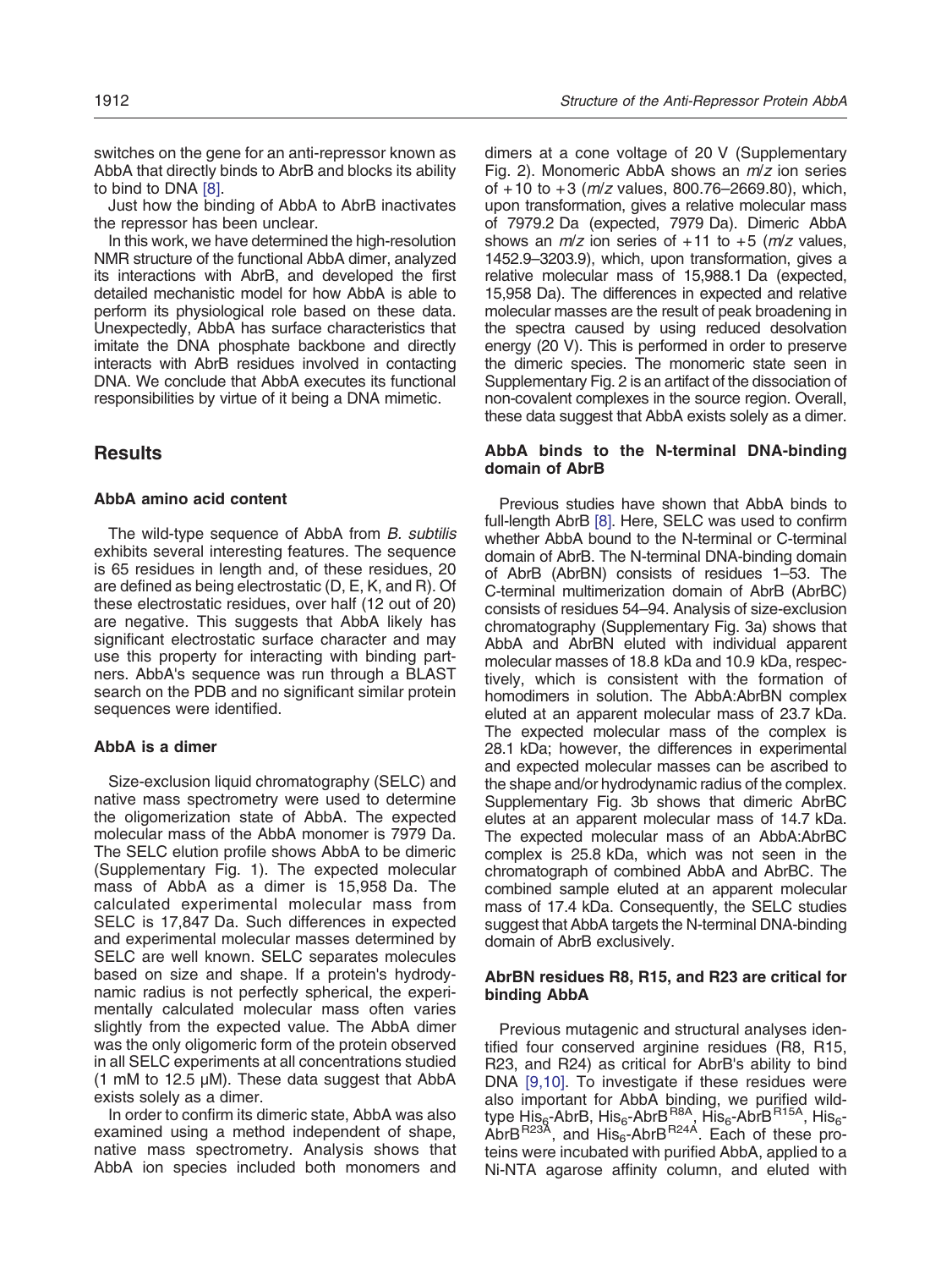switches on the gene for an anti-repressor known as AbbA that directly binds to AbrB and blocks its ability to bind to DNA [8].

Just how the binding of AbbA to AbrB inactivates the repressor has been unclear.

In this work, we have determined the high-resolution NMR structure of the functional AbbA dimer, analyzed its interactions with AbrB, and developed the first detailed mechanistic model for how AbbA is able to perform its physiological role based on these data. Unexpectedly, AbbA has surface characteristics that imitate the DNA phosphate backbone and directly interacts with AbrB residues involved in contacting DNA. We conclude that AbbA executes its functional responsibilities by virtue of it being a DNA mimetic.

## Results

### AbbA amino acid content

The wild-type sequence of AbbA from *B. subtilis* exhibits several interesting features. The sequence is 65 residues in length and, of these residues, 20 are defined as being electrostatic (D, E, K, and R). Of these electrostatic residues, over half (12 out of 20) are negative. This suggests that AbbA likely has significant electrostatic surface character and may use this property for interacting with binding partners. AbbA's sequence was run through a BLAST search on the PDB and no significant similar protein sequences were identified.

### AbbA is a dimer

Size-exclusion liquid chromatography (SELC) and native mass spectrometry were used to determine the oligomerization state of AbbA. The expected molecular mass of the AbbA monomer is 7979 Da. The SELC elution profile shows AbbA to be dimeric (Supplementary Fig. 1). The expected molecular mass of AbbA as a dimer is 15,958 Da. The calculated experimental molecular mass from SELC is 17,847 Da. Such differences in expected and experimental molecular masses determined by SELC are well known. SELC separates molecules based on size and shape. If a protein's hydrodynamic radius is not perfectly spherical, the experimentally calculated molecular mass often varies slightly from the expected value. The AbbA dimer was the only oligomeric form of the protein observed in all SELC experiments at all concentrations studied (1 mM to 12.5 μM). These data suggest that AbbA exists solely as a dimer.

In order to confirm its dimeric state, AbbA was also examined using a method independent of shape, native mass spectrometry. Analysis shows that AbbA ion species included both monomers and dimers at a cone voltage of 20 V (Supplementary Fig. 2). Monomeric AbbA shows an $m/z$ ion series of +10 to +3 ($m/z$ values, 800.76–2669.80), which, upon transformation, gives a relative molecular mass of 7979.2 Da (expected, 7979 Da). Dimeric AbbA shows an $m/z$ ion series of +11 to +5 ($m/z$ values, 1452.9–3203.9), which, upon transformation, gives a relative molecular mass of 15,988.1 Da (expected, 15,958 Da). The differences in expected and relative molecular masses are the result of peak broadening in the spectra caused by using reduced desolvation energy (20 V). This is performed in order to preserve the dimeric species. The monomeric state seen in Supplementary Fig. 2 is an artifact of the dissociation of non-covalent complexes in the source region. Overall, these data suggest that AbbA exists solely as a dimer.

### AbbA binds to the N-terminal DNA-binding domain of AbrB

Previous studies have shown that AbbA binds to full-length AbrB [8]. Here, SELC was used to confirm whether AbbA bound to the N-terminal or C-terminal domain of AbrB. The N-terminal DNA-binding domain of AbrB (AbrBN) consists of residues 1–53. The C-terminal multimerization domain of AbrB (AbrBC) consists of residues 54–94. Analysis of size-exclusion chromatography (Supplementary Fig. 3a) shows that AbbA and AbrBN eluted with individual apparent molecular masses of 18.8 kDa and 10.9 kDa, respectively, which is consistent with the formation of homodimers in solution. The AbbA:AbrBN complex eluted at an apparent molecular mass of 23.7 kDa. The expected molecular mass of the complex is 28.1 kDa; however, the differences in experimental and expected molecular masses can be ascribed to the shape and/or hydrodynamic radius of the complex. Supplementary Fig. 3b shows that dimeric AbrBC elutes at an apparent molecular mass of 14.7 kDa. The expected molecular mass of an AbbA:AbrBC complex is 25.8 kDa, which was not seen in the chromatograph of combined AbbA and AbrBC. The combined sample eluted at an apparent molecular mass of 17.4 kDa. Consequently, the SELC studies suggest that AbbA targets the N-terminal DNA-binding domain of AbrB exclusively.

### AbrBN residues R8, R15, and R23 are critical for binding AbbA

Previous mutagenic and structural analyses identified four conserved arginine residues (R8, R15, R23, and R24) as critical for AbrB's ability to bind DNA [9,10]. To investigate if these residues were also important for AbbA binding, we purified wild-type $His_6$-AbrB, $His_6$-AbrB$^{R8A}$, $His_6$-AbrB$^{R15A}$, $His_6$-AbrB$^{R23A}$, and $His_6$-AbrB$^{R24A}$. Each of these proteins were incubated with purified AbbA, applied to a Ni-NTA agarose affinity column, and eluted with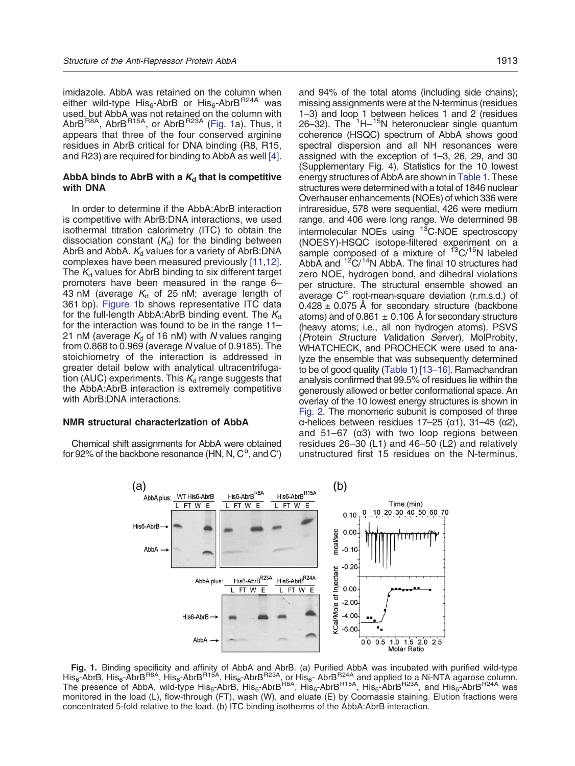imidazole. AbbA was retained on the column when either wild-type $His_6$-AbrB or $His_6$-AbrB$^{R24A}$ was used, but AbbA was not retained on the column with AbrB$^{R8A}$, AbrB$^{R15A}$, or AbrB$^{R23A}$ (Fig. 1a). Thus, it appears that three of the four conserved arginine residues in AbrB critical for DNA binding (R8, R15, and R23) are required for binding to AbbA as well [4].

### AbbA binds to AbrB with a $K_d$ that is competitive with DNA

In order to determine if the AbbA:AbrB interaction is competitive with AbrB:DNA interactions, we used isothermal titration calorimetry (ITC) to obtain the dissociation constant ($K_d$) for the binding between AbrB and AbbA. $K_d$ values for a variety of AbrB:DNA complexes have been measured previously [11,12]. The $K_d$ values for AbrB binding to six different target promoters have been measured in the range 6–43 nM (average $K_d$ of 25 nM; average length of 361 bp). Figure 1b shows representative ITC data for the full-length AbbA:AbrB binding event. The $K_d$ for the interaction was found to be in the range 11–21 nM (average $K_d$ of 16 nM) with $N$ values ranging from 0.868 to 0.969 (average $N$ value of 0.9185). The stoichiometry of the interaction is addressed in greater detail below with analytical ultracentrifugation (AUC) experiments. This $K_d$ range suggests that the AbbA:AbrB interaction is extremely competitive with AbrB:DNA interactions.

### NMR structural characterization of AbbA

Chemical shift assignments for AbbA were obtained for 92% of the backbone resonance (HN, N, $C^{\alpha}$, and C′) and 94% of the total atoms (including side chains); missing assignments were at the N-terminus (residues 1–3) and loop 1 between helices 1 and 2 (residues 26–32). The $^{1}H$–$^{15}N$ heteronuclear single quantum coherence (HSQC) spectrum of AbbA shows good spectral dispersion and all NH resonances were assigned with the exception of 1–3, 26, 29, and 30 (Supplementary Fig. 4). Statistics for the 10 lowest energy structures of AbbA are shown in Table 1. These structures were determined with a total of 1846 nuclear Overhauser enhancements (NOEs) of which 336 were intraresidue, 578 were sequential, 426 were medium range, and 406 were long range. We determined 98 intermolecular NOEs using $^{13}C$-NOE spectroscopy (NOESY)-HSQC isotope-filtered experiment on a sample composed of a mixture of $^{13}C/^{15}N$ labeled AbbA and $^{12}C/^{14}N$ AbbA. The final 10 structures had zero NOE, hydrogen bond, and dihedral violations per structure. The structural ensemble showed an average $C^{\alpha}$ root-mean-square deviation (r.m.s.d.) of $0.428 \pm 0.075$ Å for secondary structure (backbone atoms) and of $0.861 \pm 0.106$ Å for secondary structure (heavy atoms; i.e., all non hydrogen atoms). PSVS (*P*rotein *S*tructure *V*alidation *S*erver), MolProbity, WHATCHECK, and PROCHECK were used to analyze the ensemble that was subsequently determined to be of good quality (Table 1) [13–16]. Ramachandran analysis confirmed that 99.5% of residues lie within the generously allowed or better conformational space. An overlay of the 10 lowest energy structures is shown in Fig. 2. The monomeric subunit is composed of three α-helices between residues 17–25 (α1), 31–45 (α2), and 51–67 (α3) with two loop regions between residues 26–30 (L1) and 46–50 (L2) and relatively unstructured first 15 residues on the N-terminus.

**Fig. 1.** Binding specificity and affinity of AbbA and AbrB. (a) Purified AbbA was incubated with purified wild-type $His_6$-AbrB, $His_6$-AbrB$^{R8A}$, $His_6$-AbrB$^{R15A}$, $His_6$-AbrB$^{R23A}$, or $His_6$- AbrB$^{R24A}$ and applied to a Ni-NTA agarose column. The presence of AbbA, wild-type $His_6$-AbrB, $His_6$-AbrB$^{R8A}$, $His_6$-AbrB$^{R15A}$, $His_6$-AbrB$^{R23A}$, and $His_6$-AbrB$^{R24A}$ was monitored in the load (L), flow-through (FT), wash (W), and eluate (E) by Coomassie staining. Elution fractions were concentrated 5-fold relative to the load. (b) ITC binding isotherms of the AbbA:AbrB interaction.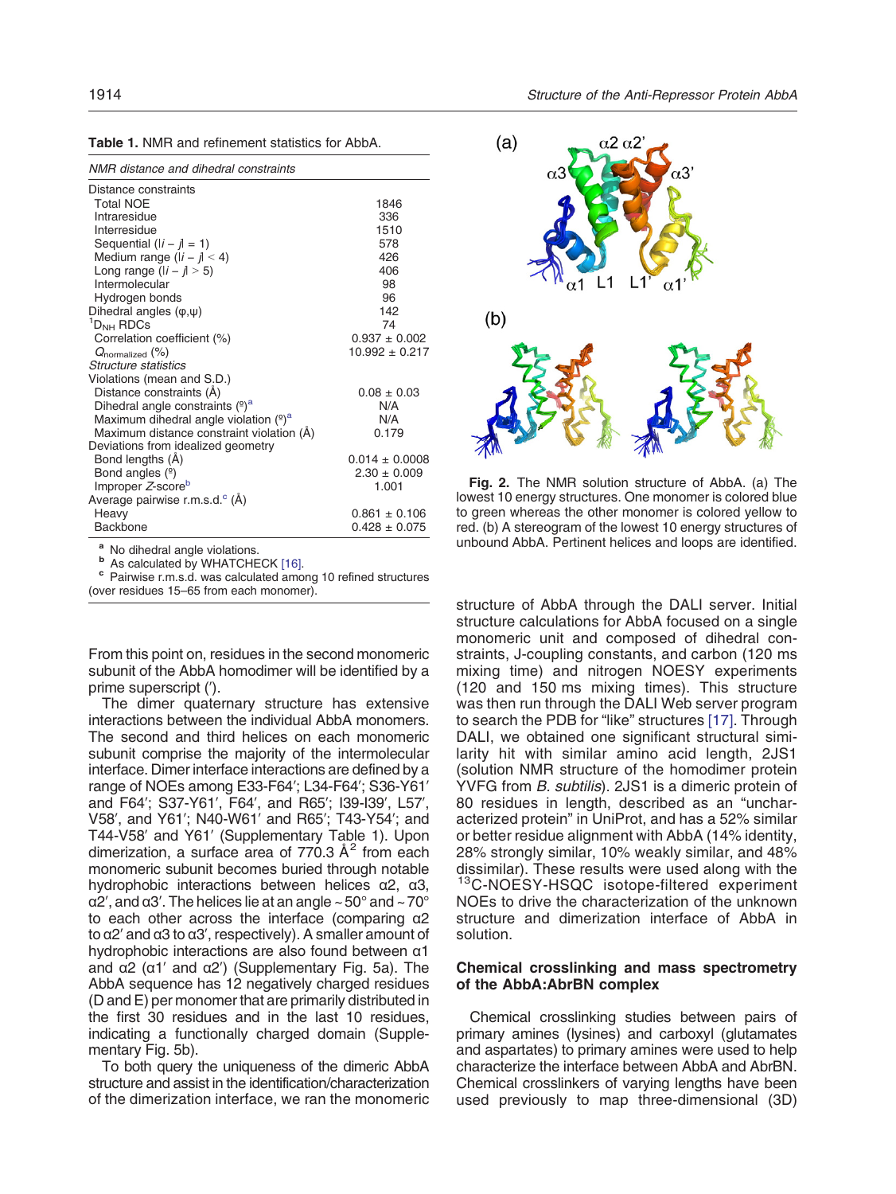**Table 1.** NMR and refinement statistics for AbbA.

| *NMR distance and dihedral constraints* | |
|---|---|
| Distance constraints | |
| Total NOE | 1846 |
| Intraresidue | 336 |
| Interresidue | 1510 |
| Sequential ($\|i-j\|=1$) | 578 |
| Medium range ($\|i-j\|<4$) | 426 |
| Long range ($\|i-j\|>5$) | 406 |
| Intermolecular | 98 |
| Hydrogen bonds | 96 |
| Dihedral angles ($\varphi$,$\psi$) | 142 |
| $^{1}D_{NH}$ RDCs | 74 |
| Correlation coefficient (%) | 0.937 ± 0.002 |
| $Q_{normalized}$ (%) | 10.992 ± 0.217 |
| *Structure statistics* | |
| Violations (mean and S.D.) | |
| Distance constraints (Å) | 0.08 ± 0.03 |
| Dihedral angle constraints (°)[a] | N/A |
| Maximum dihedral angle violation (°)[a] | N/A |
| Maximum distance constraint violation (Å) | 0.179 |
| Deviations from idealized geometry | |
| Bond lengths (Å) | 0.014 ± 0.0008 |
| Bond angles (°) | 2.30 ± 0.009 |
| Improper *Z*-score[b] | 1.001 |
| Average pairwise r.m.s.d.[c] (Å) | |
| Heavy | 0.861 ± 0.106 |
| Backbone | 0.428 ± 0.075 |

[a] No dihedral angle violations.
[b] As calculated by WHATCHECK [16].
[c] Pairwise r.m.s.d. was calculated among 10 refined structures (over residues 15–65 from each monomer).

From this point on, residues in the second monomeric subunit of the AbbA homodimer will be identified by a prime superscript (′).

The dimer quaternary structure has extensive interactions between the individual AbbA monomers. The second and third helices on each monomeric subunit comprise the majority of the intermolecular interface. Dimer interface interactions are defined by a range of NOEs among E33-F64′; L34-F64′; S36-Y61′ and F64′; S37-Y61′, F64′, and R65′; I39-I39′, L57′, V58′, and Y61′; N40-W61′ and R65′; T43-Y54′; and T44-V58′ and Y61′ (Supplementary Table 1). Upon dimerization, a surface area of 770.3 $Å^2$ from each monomeric subunit becomes buried through notable hydrophobic interactions between helices α2, α3, α2′, and α3′. The helices lie at an angle ~50° and ~70° to each other across the interface (comparing α2 to α2′ and α3 to α3′, respectively). A smaller amount of hydrophobic interactions are also found between α1 and α2 (α1′ and α2′) (Supplementary Fig. 5a). The AbbA sequence has 12 negatively charged residues (D and E) per monomer that are primarily distributed in the first 30 residues and in the last 10 residues, indicating a functionally charged domain (Supplementary Fig. 5b).

To both query the uniqueness of the dimeric AbbA structure and assist in the identification/characterization of the dimerization interface, we ran the monomeric structure of AbbA through the DALI server. Initial structure calculations for AbbA focused on a single monomeric unit and composed of dihedral constraints, J-coupling constants, and carbon (120 ms mixing time) and nitrogen NOESY experiments (120 and 150 ms mixing times). This structure was then run through the DALI Web server program to search the PDB for "like" structures [17]. Through DALI, we obtained one significant structural similarity hit with similar amino acid length, 2JS1 (solution NMR structure of the homodimer protein YVFG from *B. subtilis*). 2JS1 is a dimeric protein of 80 residues in length, described as an "uncharacterized protein" in UniProt, and has a 52% similar or better residue alignment with AbbA (14% identity, 28% strongly similar, 10% weakly similar, and 48% dissimilar). These results were used along with the $^{13}$C-NOESY-HSQC isotope-filtered experiment NOEs to drive the characterization of the unknown structure and dimerization interface of AbbA in solution.

**Fig. 2.** The NMR solution structure of AbbA. (a) The lowest 10 energy structures. One monomer is colored blue to green whereas the other monomer is colored yellow to red. (b) A stereogram of the lowest 10 energy structures of unbound AbbA. Pertinent helices and loops are identified.

### Chemical crosslinking and mass spectrometry of the AbbA:AbrBN complex

Chemical crosslinking studies between pairs of primary amines (lysines) and carboxyl (glutamates and aspartates) to primary amines were used to help characterize the interface between AbbA and AbrBN. Chemical crosslinkers of varying lengths have been used previously to map three-dimensional (3D)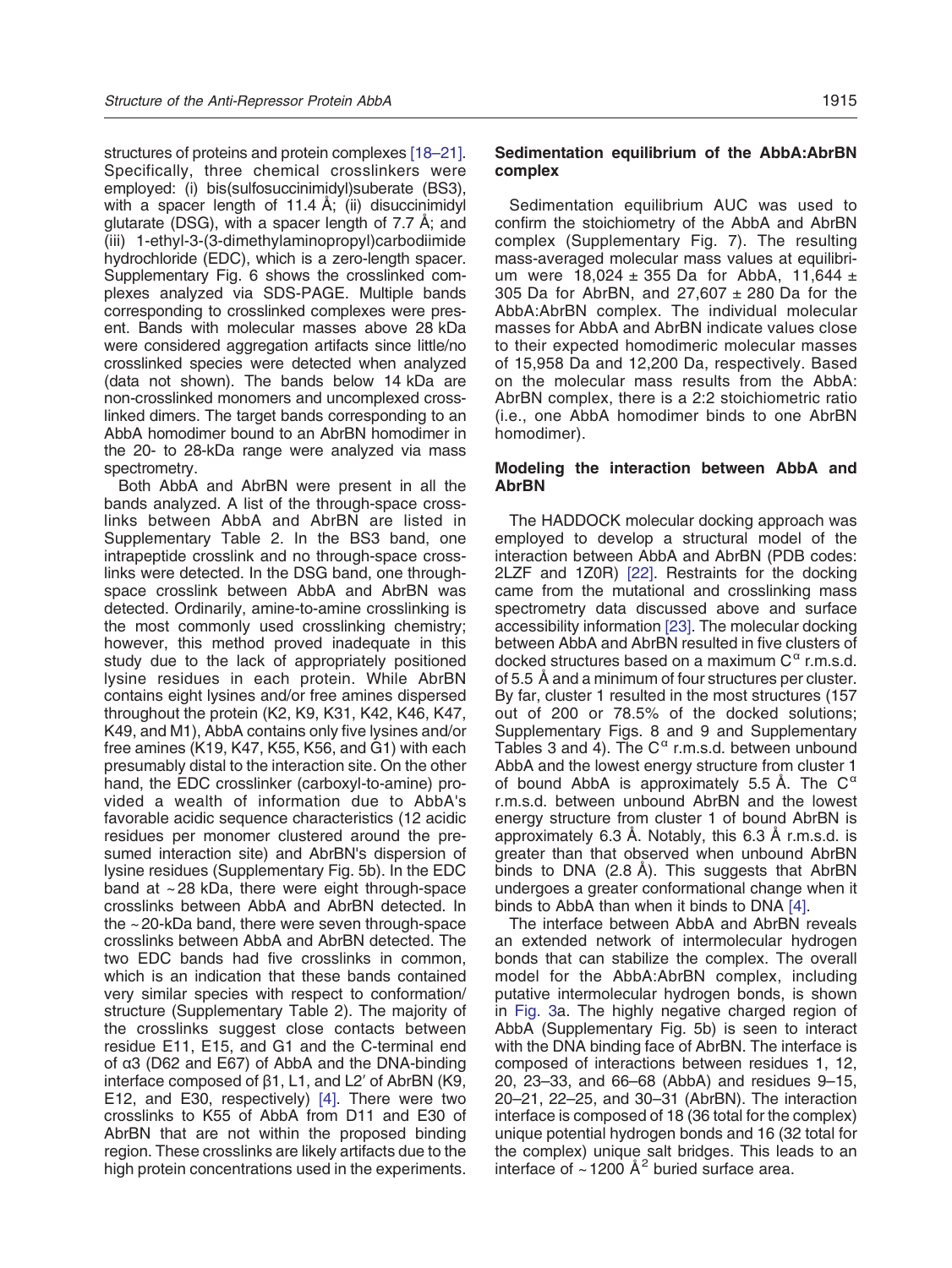structures of proteins and protein complexes [18–21]. Specifically, three chemical crosslinkers were employed: (i) bis(sulfosuccinimidyl)suberate (BS3), with a spacer length of 11.4 Å; (ii) disuccinimidyl glutarate (DSG), with a spacer length of 7.7 Å; and (iii) 1-ethyl-3-(3-dimethylaminopropyl)carbodiimide hydrochloride (EDC), which is a zero-length spacer. Supplementary Fig. 6 shows the crosslinked complexes analyzed via SDS-PAGE. Multiple bands corresponding to crosslinked complexes were present. Bands with molecular masses above 28 kDa were considered aggregation artifacts since little/no crosslinked species were detected when analyzed (data not shown). The bands below 14 kDa are non-crosslinked monomers and uncomplexed crosslinked dimers. The target bands corresponding to an AbbA homodimer bound to an AbrBN homodimer in the 20- to 28-kDa range were analyzed via mass spectrometry.

Both AbbA and AbrBN were present in all the bands analyzed. A list of the through-space crosslinks between AbbA and AbrBN are listed in Supplementary Table 2. In the BS3 band, one intrapeptide crosslink and no through-space crosslinks were detected. In the DSG band, one through-space crosslink between AbbA and AbrBN was detected. Ordinarily, amine-to-amine crosslinking is the most commonly used crosslinking chemistry; however, this method proved inadequate in this study due to the lack of appropriately positioned lysine residues in each protein. While AbrBN contains eight lysines and/or free amines dispersed throughout the protein (K2, K9, K31, K42, K46, K47, K49, and M1), AbbA contains only five lysines and/or free amines (K19, K47, K55, K56, and G1) with each presumably distal to the interaction site. On the other hand, the EDC crosslinker (carboxyl-to-amine) provided a wealth of information due to AbbA's favorable acidic sequence characteristics (12 acidic residues per monomer clustered around the presumed interaction site) and AbrBN's dispersion of lysine residues (Supplementary Fig. 5b). In the EDC band at ~28 kDa, there were eight through-space crosslinks between AbbA and AbrBN detected. In the ~20-kDa band, there were seven through-space crosslinks between AbbA and AbrBN detected. The two EDC bands had five crosslinks in common, which is an indication that these bands contained very similar species with respect to conformation/structure (Supplementary Table 2). The majority of the crosslinks suggest close contacts between residue E11, E15, and G1 and the C-terminal end of α3 (D62 and E67) of AbbA and the DNA-binding interface composed of β1, L1, and L2′ of AbrBN (K9, E12, and E30, respectively) [4]. There were two crosslinks to K55 of AbbA from D11 and E30 of AbrBN that are not within the proposed binding region. These crosslinks are likely artifacts due to the high protein concentrations used in the experiments.

### Sedimentation equilibrium of the AbbA:AbrBN complex

Sedimentation equilibrium AUC was used to confirm the stoichiometry of the AbbA and AbrBN complex (Supplementary Fig. 7). The resulting mass-averaged molecular mass values at equilibrium were 18,024 ± 355 Da for AbbA, 11,644 ± 305 Da for AbrBN, and 27,607 ± 280 Da for the AbbA:AbrBN complex. The individual molecular masses for AbbA and AbrBN indicate values close to their expected homodimeric molecular masses of 15,958 Da and 12,200 Da, respectively. Based on the molecular mass results from the AbbA:AbrBN complex, there is a 2:2 stoichiometric ratio (i.e., one AbbA homodimer binds to one AbrBN homodimer).

### Modeling the interaction between AbbA and AbrBN

The HADDOCK molecular docking approach was employed to develop a structural model of the interaction between AbbA and AbrBN (PDB codes: 2LZF and 1Z0R) [22]. Restraints for the docking came from the mutational and crosslinking mass spectrometry data discussed above and surface accessibility information [23]. The molecular docking between AbbA and AbrBN resulted in five clusters of docked structures based on a maximum $C^{\alpha}$ r.m.s.d. of 5.5 Å and a minimum of four structures per cluster. By far, cluster 1 resulted in the most structures (157 out of 200 or 78.5% of the docked solutions; Supplementary Figs. 8 and 9 and Supplementary Tables 3 and 4). The $C^{\alpha}$ r.m.s.d. between unbound AbbA and the lowest energy structure from cluster 1 of bound AbbA is approximately 5.5 Å. The $C^{\alpha}$ r.m.s.d. between unbound AbrBN and the lowest energy structure from cluster 1 of bound AbrBN is approximately 6.3 Å. Notably, this 6.3 Å r.m.s.d. is greater than that observed when unbound AbrBN binds to DNA (2.8 Å). This suggests that AbrBN undergoes a greater conformational change when it binds to AbbA than when it binds to DNA [4].

The interface between AbbA and AbrBN reveals an extended network of intermolecular hydrogen bonds that can stabilize the complex. The overall model for the AbbA:AbrBN complex, including putative intermolecular hydrogen bonds, is shown in Fig. 3a. The highly negative charged region of AbbA (Supplementary Fig. 5b) is seen to interact with the DNA binding face of AbrBN. The interface is composed of interactions between residues 1, 12, 20, 23–33, and 66–68 (AbbA) and residues 9–15, 20–21, 22–25, and 30–31 (AbrBN). The interaction interface is composed of 18 (36 total for the complex) unique potential hydrogen bonds and 16 (32 total for the complex) unique salt bridges. This leads to an interface of ~1200 $Å^2$ buried surface area.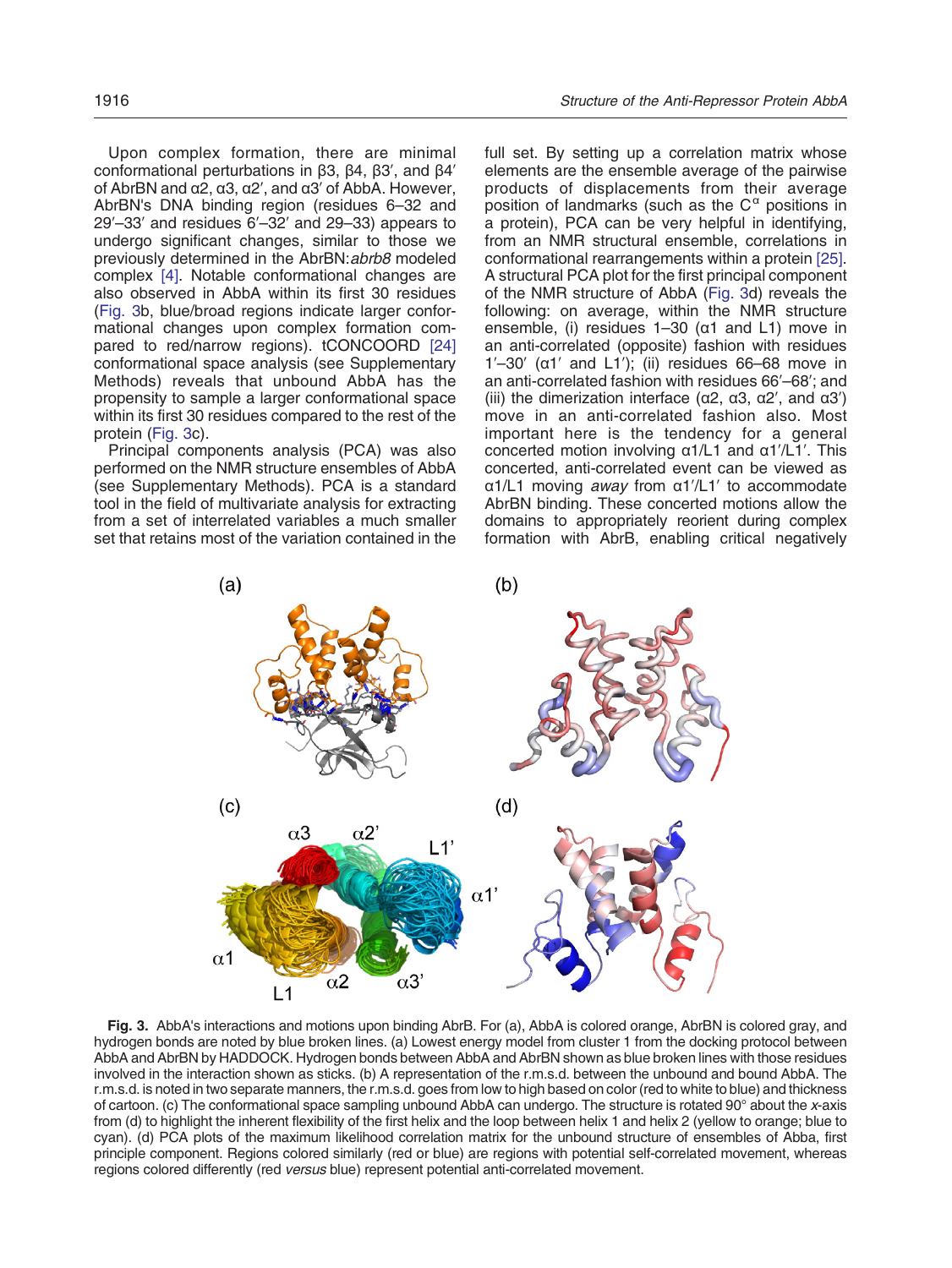Upon complex formation, there are minimal conformational perturbations in β3, β4, β3′, and β4′ of AbrBN and α2, α3, α2′, and α3′ of AbbA. However, AbrBN's DNA binding region (residues 6–32 and 29′–33′ and residues 6′–32′ and 29–33) appears to undergo significant changes, similar to those we previously determined in the AbrBN:*abrb8* modeled complex [4]. Notable conformational changes are also observed in AbbA within its first 30 residues (Fig. 3b, blue/broad regions indicate larger conformational changes upon complex formation compared to red/narrow regions). tCONCOORD [24] conformational space analysis (see Supplementary Methods) reveals that unbound AbbA has the propensity to sample a larger conformational space within its first 30 residues compared to the rest of the protein (Fig. 3c).

Principal components analysis (PCA) was also performed on the NMR structure ensembles of AbbA (see Supplementary Methods). PCA is a standard tool in the field of multivariate analysis for extracting from a set of interrelated variables a much smaller set that retains most of the variation contained in the full set. By setting up a correlation matrix whose elements are the ensemble average of the pairwise products of displacements from their average position of landmarks (such as the $C^{\alpha}$ positions in a protein), PCA can be very helpful in identifying, from an NMR structural ensemble, correlations in conformational rearrangements within a protein [25]. A structural PCA plot for the first principal component of the NMR structure of AbbA (Fig. 3d) reveals the following: on average, within the NMR structure ensemble, (i) residues 1–30 (α1 and L1) move in an anti-correlated (opposite) fashion with residues 1′–30′ (α1′ and L1′); (ii) residues 66–68 move in an anti-correlated fashion with residues 66′–68′; and (iii) the dimerization interface (α2, α3, α2′, and α3′) move in an anti-correlated fashion also. Most important here is the tendency for a general concerted motion involving α1/L1 and α1′/L1′. This concerted, anti-correlated event can be viewed as α1/L1 moving *away* from α1′/L1′ to accommodate AbrBN binding. These concerted motions allow the domains to appropriately reorient during complex formation with AbrB, enabling critical negatively

**Fig. 3.** AbbA's interactions and motions upon binding AbrB. For (a), AbbA is colored orange, AbrBN is colored gray, and hydrogen bonds are noted by blue broken lines. (a) Lowest energy model from cluster 1 from the docking protocol between AbbA and AbrBN by HADDOCK. Hydrogen bonds between AbbA and AbrBN shown as blue broken lines with those residues involved in the interaction shown as sticks. (b) A representation of the r.m.s.d. between the unbound and bound AbbA. The r.m.s.d. is noted in two separate manners, the r.m.s.d. goes from low to high based on color (red to white to blue) and thickness of cartoon. (c) The conformational space sampling unbound AbbA can undergo. The structure is rotated 90° about the *x*-axis from (d) to highlight the inherent flexibility of the first helix and the loop between helix 1 and helix 2 (yellow to orange; blue to cyan). (d) PCA plots of the maximum likelihood correlation matrix for the unbound structure of ensembles of Abba, first principle component. Regions colored similarly (red or blue) are regions with potential self-correlated movement, whereas regions colored differently (red *versus* blue) represent potential anti-correlated movement.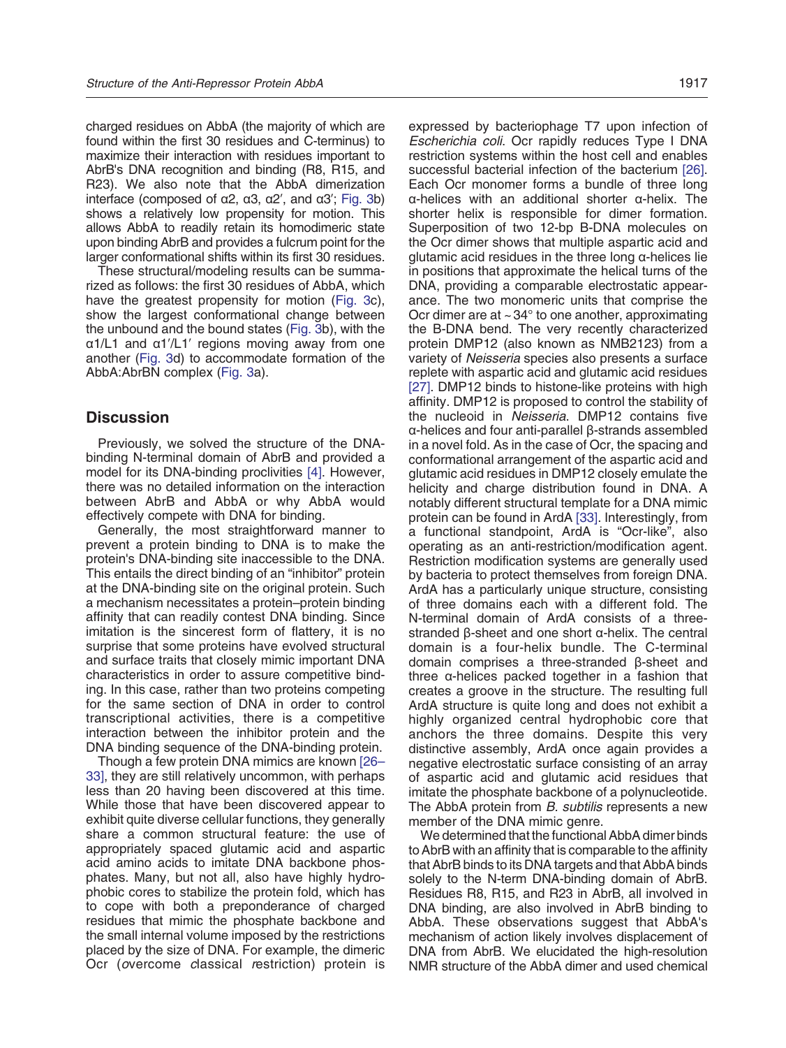charged residues on AbbA (the majority of which are found within the first 30 residues and C-terminus) to maximize their interaction with residues important to AbrB's DNA recognition and binding (R8, R15, and R23). We also note that the AbbA dimerization interface (composed of α2, α3, α2′, and α3′; Fig. 3b) shows a relatively low propensity for motion. This allows AbbA to readily retain its homodimeric state upon binding AbrB and provides a fulcrum point for the larger conformational shifts within its first 30 residues.

These structural/modeling results can be summarized as follows: the first 30 residues of AbbA, which have the greatest propensity for motion (Fig. 3c), show the largest conformational change between the unbound and the bound states (Fig. 3b), with the α1/L1 and α1′/L1′ regions moving away from one another (Fig. 3d) to accommodate formation of the AbbA:AbrBN complex (Fig. 3a).

## Discussion

Previously, we solved the structure of the DNA-binding N-terminal domain of AbrB and provided a model for its DNA-binding proclivities [4]. However, there was no detailed information on the interaction between AbrB and AbbA or why AbbA would effectively compete with DNA for binding.

Generally, the most straightforward manner to prevent a protein binding to DNA is to make the protein's DNA-binding site inaccessible to the DNA. This entails the direct binding of an "inhibitor" protein at the DNA-binding site on the original protein. Such a mechanism necessitates a protein–protein binding affinity that can readily contest DNA binding. Since imitation is the sincerest form of flattery, it is no surprise that some proteins have evolved structural and surface traits that closely mimic important DNA characteristics in order to assure competitive binding. In this case, rather than two proteins competing for the same section of DNA in order to control transcriptional activities, there is a competitive interaction between the inhibitor protein and the DNA binding sequence of the DNA-binding protein.

Though a few protein DNA mimics are known [26–33], they are still relatively uncommon, with perhaps less than 20 having been discovered at this time. While those that have been discovered appear to exhibit quite diverse cellular functions, they generally share a common structural feature: the use of appropriately spaced glutamic acid and aspartic acid amino acids to imitate DNA backbone phosphates. Many, but not all, also have highly hydrophobic cores to stabilize the protein fold, which has to cope with both a preponderance of charged residues that mimic the phosphate backbone and the small internal volume imposed by the restrictions placed by the size of DNA. For example, the dimeric Ocr (*o*vercome *c*lassical *r*estriction) protein is expressed by bacteriophage T7 upon infection of *Escherichia coli*. Ocr rapidly reduces Type I DNA restriction systems within the host cell and enables successful bacterial infection of the bacterium [26]. Each Ocr monomer forms a bundle of three long α-helices with an additional shorter α-helix. The shorter helix is responsible for dimer formation. Superposition of two 12-bp B-DNA molecules on the Ocr dimer shows that multiple aspartic acid and glutamic acid residues in the three long α-helices lie in positions that approximate the helical turns of the DNA, providing a comparable electrostatic appearance. The two monomeric units that comprise the Ocr dimer are at ~34° to one another, approximating the B-DNA bend. The very recently characterized protein DMP12 (also known as NMB2123) from a variety of *Neisseria* species also presents a surface replete with aspartic acid and glutamic acid residues [27]. DMP12 binds to histone-like proteins with high affinity. DMP12 is proposed to control the stability of the nucleoid in *Neisseria*. DMP12 contains five α-helices and four anti-parallel β-strands assembled in a novel fold. As in the case of Ocr, the spacing and conformational arrangement of the aspartic acid and glutamic acid residues in DMP12 closely emulate the helicity and charge distribution found in DNA. A notably different structural template for a DNA mimic protein can be found in ArdA [33]. Interestingly, from a functional standpoint, ArdA is "Ocr-like", also operating as an anti-restriction/modification agent. Restriction modification systems are generally used by bacteria to protect themselves from foreign DNA. ArdA has a particularly unique structure, consisting of three domains each with a different fold. The N-terminal domain of ArdA consists of a three-stranded β-sheet and one short α-helix. The central domain is a four-helix bundle. The C-terminal domain comprises a three-stranded β-sheet and three α-helices packed together in a fashion that creates a groove in the structure. The resulting full ArdA structure is quite long and does not exhibit a highly organized central hydrophobic core that anchors the three domains. Despite this very distinctive assembly, ArdA once again provides a negative electrostatic surface consisting of an array of aspartic acid and glutamic acid residues that imitate the phosphate backbone of a polynucleotide. The AbbA protein from *B. subtilis* represents a new member of the DNA mimic genre.

We determined that the functional AbbA dimer binds to AbrB with an affinity that is comparable to the affinity that AbrB binds to its DNA targets and that AbbA binds solely to the N-term DNA-binding domain of AbrB. Residues R8, R15, and R23 in AbrB, all involved in DNA binding, are also involved in AbrB binding to AbbA. These observations suggest that AbbA's mechanism of action likely involves displacement of DNA from AbrB. We elucidated the high-resolution NMR structure of the AbbA dimer and used chemical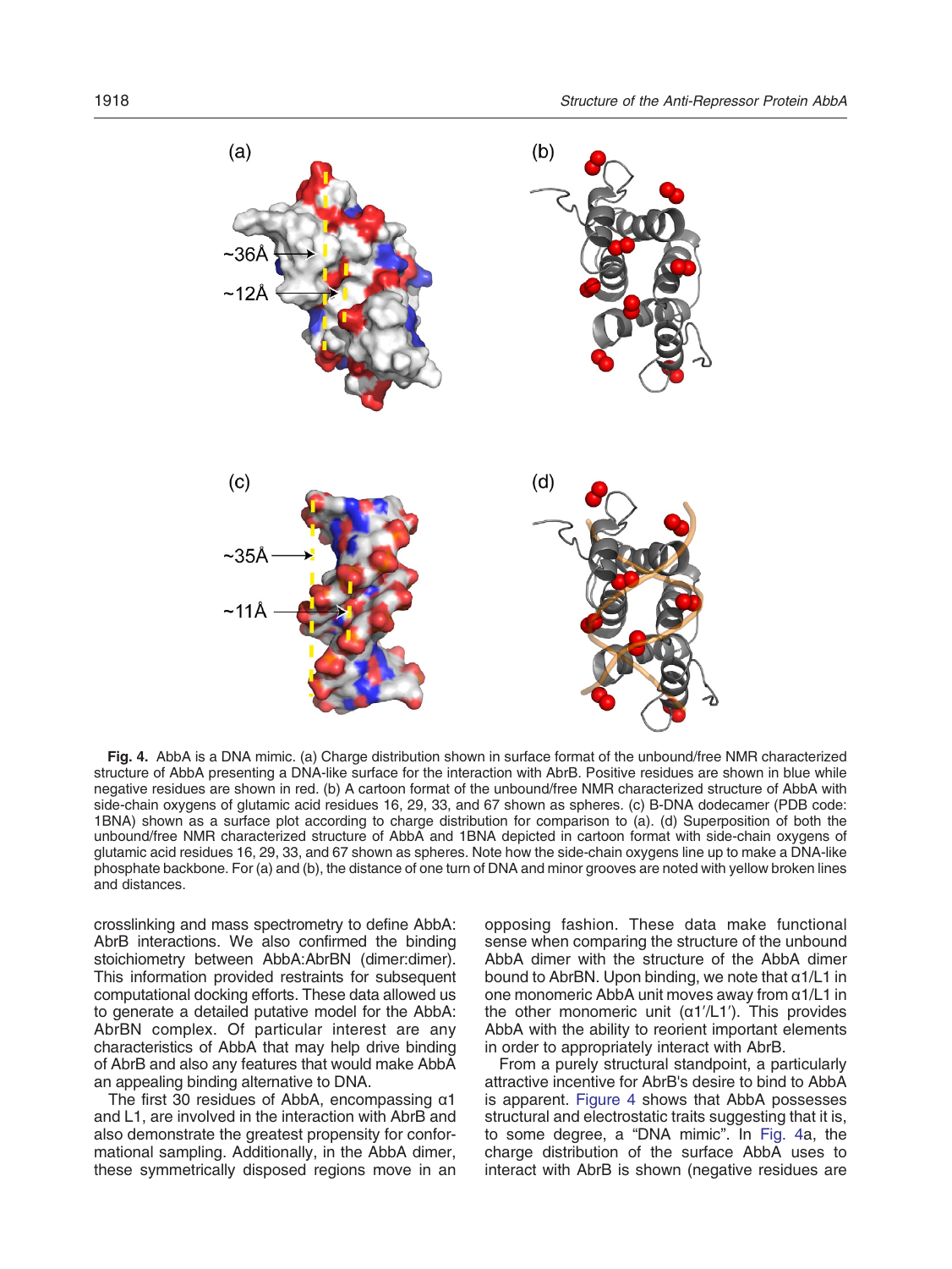**Fig. 4.** AbbA is a DNA mimic. (a) Charge distribution shown in surface format of the unbound/free NMR characterized structure of AbbA presenting a DNA-like surface for the interaction with AbrB. Positive residues are shown in blue while negative residues are shown in red. (b) A cartoon format of the unbound/free NMR characterized structure of AbbA with side-chain oxygens of glutamic acid residues 16, 29, 33, and 67 shown as spheres. (c) B-DNA dodecamer (PDB code: 1BNA) shown as a surface plot according to charge distribution for comparison to (a). (d) Superposition of both the unbound/free NMR characterized structure of AbbA and 1BNA depicted in cartoon format with side-chain oxygens of glutamic acid residues 16, 29, 33, and 67 shown as spheres. Note how the side-chain oxygens line up to make a DNA-like phosphate backbone. For (a) and (b), the distance of one turn of DNA and minor grooves are noted with yellow broken lines and distances.

crosslinking and mass spectrometry to define AbbA: AbrB interactions. We also confirmed the binding stoichiometry between AbbA:AbrBN (dimer:dimer). This information provided restraints for subsequent computational docking efforts. These data allowed us to generate a detailed putative model for the AbbA: AbrBN complex. Of particular interest are any characteristics of AbbA that may help drive binding of AbrB and also any features that would make AbbA an appealing binding alternative to DNA.

The first 30 residues of AbbA, encompassing α1 and L1, are involved in the interaction with AbrB and also demonstrate the greatest propensity for conformational sampling. Additionally, in the AbbA dimer, these symmetrically disposed regions move in an opposing fashion. These data make functional sense when comparing the structure of the unbound AbbA dimer with the structure of the AbbA dimer bound to AbrBN. Upon binding, we note that α1/L1 in one monomeric AbbA unit moves away from α1/L1 in the other monomeric unit (α1′/L1′). This provides AbbA with the ability to reorient important elements in order to appropriately interact with AbrB.

From a purely structural standpoint, a particularly attractive incentive for AbrB's desire to bind to AbbA is apparent. Figure 4 shows that AbbA possesses structural and electrostatic traits suggesting that it is, to some degree, a "DNA mimic". In Fig. 4a, the charge distribution of the surface AbbA uses to interact with AbrB is shown (negative residues are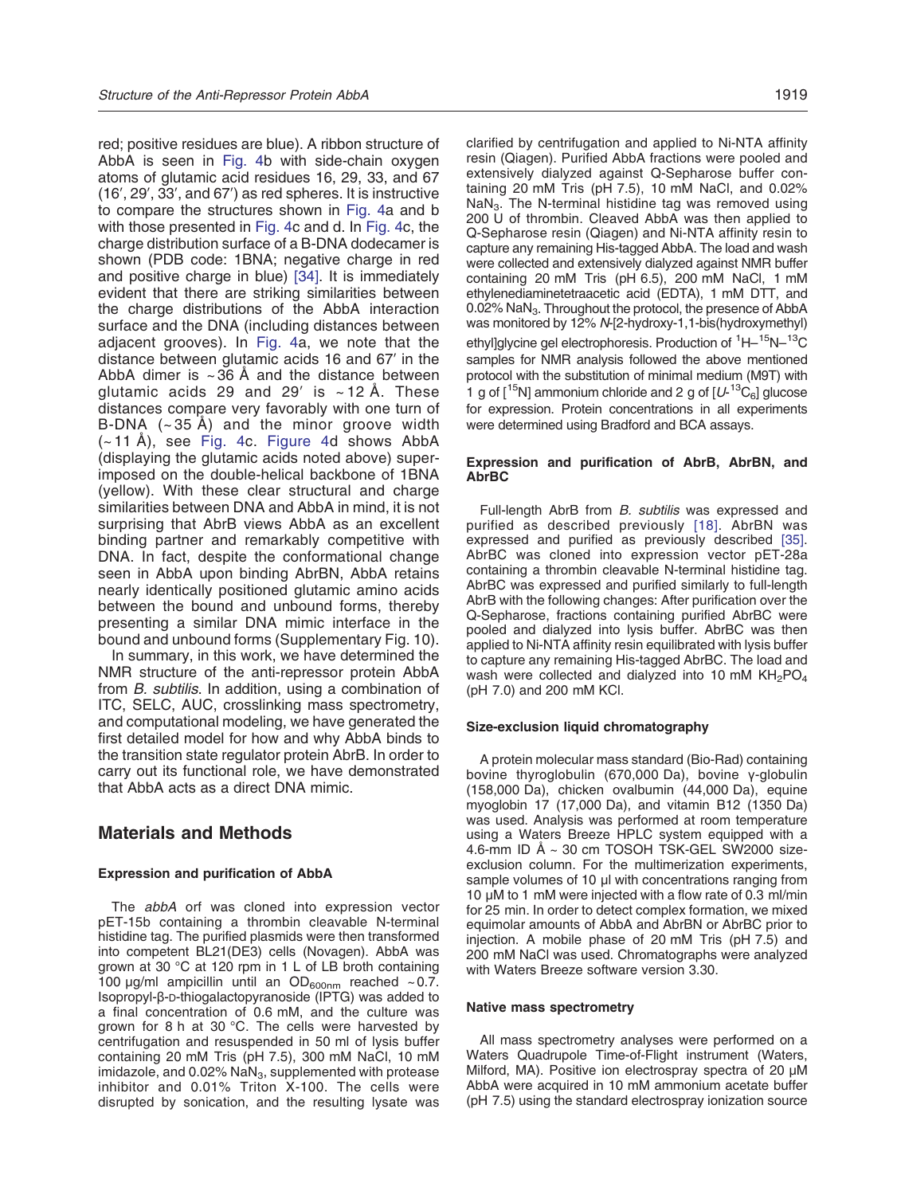red; positive residues are blue). A ribbon structure of AbbA is seen in Fig. 4b with side-chain oxygen atoms of glutamic acid residues 16, 29, 33, and 67 (16′, 29′, 33′, and 67′) as red spheres. It is instructive to compare the structures shown in Fig. 4a and b with those presented in Fig. 4c and d. In Fig. 4c, the charge distribution surface of a B-DNA dodecamer is shown (PDB code: 1BNA; negative charge in red and positive charge in blue) [34]. It is immediately evident that there are striking similarities between the charge distributions of the AbbA interaction surface and the DNA (including distances between adjacent grooves). In Fig. 4a, we note that the distance between glutamic acids 16 and 67′ in the AbbA dimer is ~36 Å and the distance between glutamic acids 29 and 29′ is ~12 Å. These distances compare very favorably with one turn of B-DNA (~35 Å) and the minor groove width (~11 Å), see Fig. 4c. Figure 4d shows AbbA (displaying the glutamic acids noted above) superimposed on the double-helical backbone of 1BNA (yellow). With these clear structural and charge similarities between DNA and AbbA in mind, it is not surprising that AbrB views AbbA as an excellent binding partner and remarkably competitive with DNA. In fact, despite the conformational change seen in AbbA upon binding AbrBN, AbbA retains nearly identically positioned glutamic amino acids between the bound and unbound forms, thereby presenting a similar DNA mimic interface in the bound and unbound forms (Supplementary Fig. 10).

In summary, in this work, we have determined the NMR structure of the anti-repressor protein AbbA from *B. subtilis*. In addition, using a combination of ITC, SELC, AUC, crosslinking mass spectrometry, and computational modeling, we have generated the first detailed model for how and why AbbA binds to the transition state regulator protein AbrB. In order to carry out its functional role, we have demonstrated that AbbA acts as a direct DNA mimic.

## Materials and Methods

### Expression and purification of AbbA

The *abbA* orf was cloned into expression vector pET-15b containing a thrombin cleavable N-terminal histidine tag. The purified plasmids were then transformed into competent BL21(DE3) cells (Novagen). AbbA was grown at 30 °C at 120 rpm in 1 L of LB broth containing 100 μg/ml ampicillin until an $OD_{600nm}$ reached ~0.7. Isopropyl-β-D-thiogalactopyranoside (IPTG) was added to a final concentration of 0.6 mM, and the culture was grown for 8 h at 30 °C. The cells were harvested by centrifugation and resuspended in 50 ml of lysis buffer containing 20 mM Tris (pH 7.5), 300 mM NaCl, 10 mM imidazole, and 0.02% $NaN_3$, supplemented with protease inhibitor and 0.01% Triton X-100. The cells were disrupted by sonication, and the resulting lysate was clarified by centrifugation and applied to Ni-NTA affinity resin (Qiagen). Purified AbbA fractions were pooled and extensively dialyzed against Q-Sepharose buffer containing 20 mM Tris (pH 7.5), 10 mM NaCl, and 0.02% $NaN_3$. The N-terminal histidine tag was removed using 200 U of thrombin. Cleaved AbbA was then applied to Q-Sepharose resin (Qiagen) and Ni-NTA affinity resin to capture any remaining His-tagged AbbA. The load and wash were collected and extensively dialyzed against NMR buffer containing 20 mM Tris (pH 6.5), 200 mM NaCl, 1 mM ethylenediaminetetraacetic acid (EDTA), 1 mM DTT, and 0.02% $NaN_3$. Throughout the protocol, the presence of AbbA was monitored by 12% *N*-[2-hydroxy-1,1-bis(hydroxymethyl) ethyl]glycine gel electrophoresis. Production of $^{1}H$–$^{15}N$–$^{13}C$ samples for NMR analysis followed the above mentioned protocol with the substitution of minimal medium (M9T) with 1 g of [$^{15}N$] ammonium chloride and 2 g of [$U$-$^{13}C_6$] glucose for expression. Protein concentrations in all experiments were determined using Bradford and BCA assays.

### Expression and purification of AbrB, AbrBN, and AbrBC

Full-length AbrB from *B. subtilis* was expressed and purified as described previously [18]. AbrBN was expressed and purified as previously described [35]. AbrBC was cloned into expression vector pET-28a containing a thrombin cleavable N-terminal histidine tag. AbrBC was expressed and purified similarly to full-length AbrB with the following changes: After purification over the Q-Sepharose, fractions containing purified AbrBC were pooled and dialyzed into lysis buffer. AbrBC was then applied to Ni-NTA affinity resin equilibrated with lysis buffer to capture any remaining His-tagged AbrBC. The load and wash were collected and dialyzed into 10 mM $KH_2PO_4$ (pH 7.0) and 200 mM KCl.

### Size-exclusion liquid chromatography

A protein molecular mass standard (Bio-Rad) containing bovine thyroglobulin (670,000 Da), bovine γ-globulin (158,000 Da), chicken ovalbumin (44,000 Da), equine myoglobin 17 (17,000 Da), and vitamin B12 (1350 Da) was used. Analysis was performed at room temperature using a Waters Breeze HPLC system equipped with a 4.6-mm ID Å ~ 30 cm TOSOH TSK-GEL SW2000 size-exclusion column. For the multimerization experiments, sample volumes of 10 μl with concentrations ranging from 10 μM to 1 mM were injected with a flow rate of 0.3 ml/min for 25 min. In order to detect complex formation, we mixed equimolar amounts of AbbA and AbrBN or AbrBC prior to injection. A mobile phase of 20 mM Tris (pH 7.5) and 200 mM NaCl was used. Chromatographs were analyzed with Waters Breeze software version 3.30.

### Native mass spectrometry

All mass spectrometry analyses were performed on a Waters Quadrupole Time-of-Flight instrument (Waters, Milford, MA). Positive ion electrospray spectra of 20 μM AbbA were acquired in 10 mM ammonium acetate buffer (pH 7.5) using the standard electrospray ionization source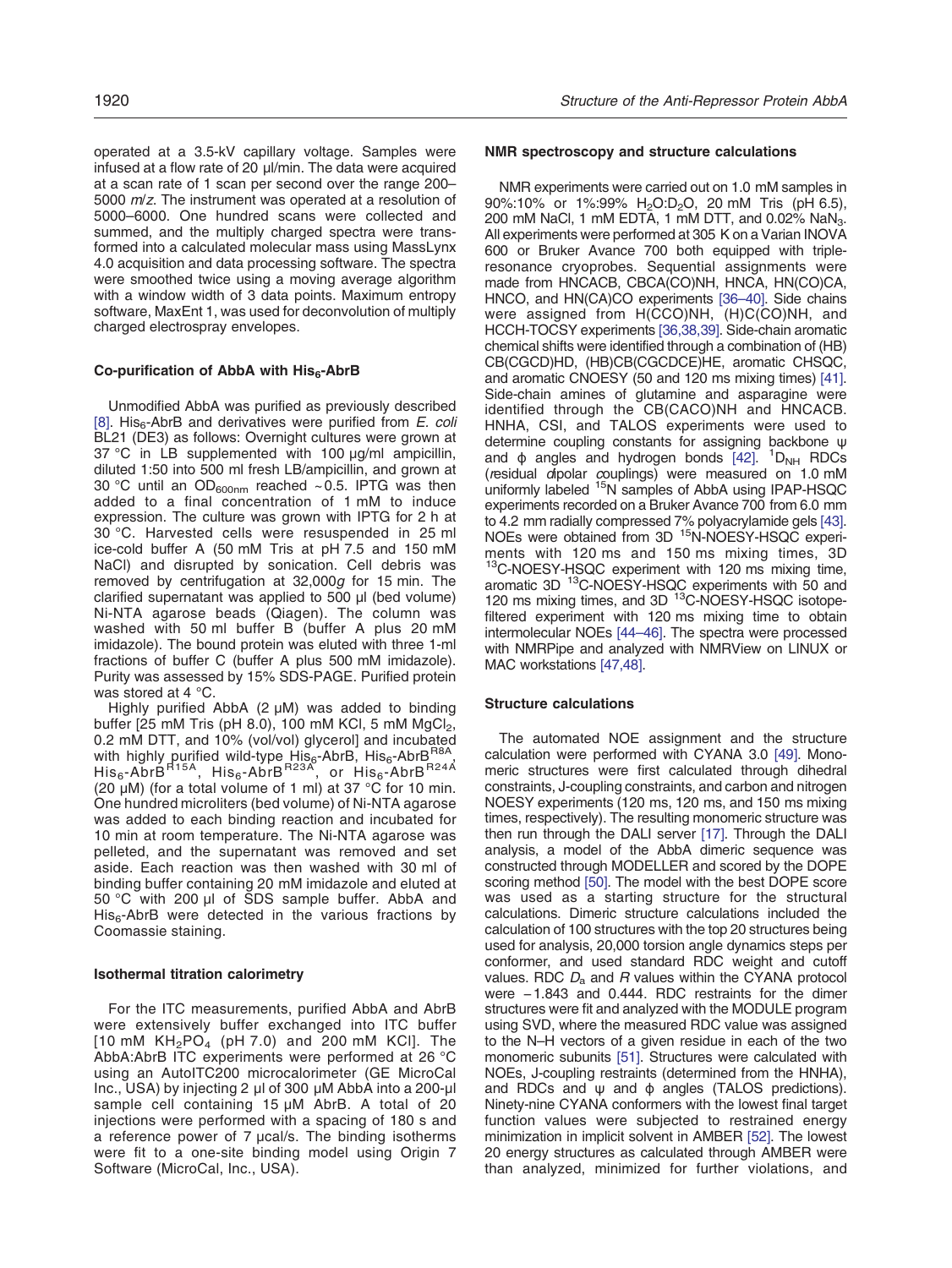operated at a 3.5-kV capillary voltage. Samples were infused at a flow rate of 20 μl/min. The data were acquired at a scan rate of 1 scan per second over the range 200–5000 *m*/*z*. The instrument was operated at a resolution of 5000–6000. One hundred scans were collected and summed, and the multiply charged spectra were transformed into a calculated molecular mass using MassLynx 4.0 acquisition and data processing software. The spectra were smoothed twice using a moving average algorithm with a window width of 3 data points. Maximum entropy software, MaxEnt 1, was used for deconvolution of multiply charged electrospray envelopes.

### Co-purification of AbbA with $His_6$-AbrB

Unmodified AbbA was purified as previously described [8]. $His_6$-AbrB and derivatives were purified from *E. coli* BL21 (DE3) as follows: Overnight cultures were grown at 37 °C in LB supplemented with 100 μg/ml ampicillin, diluted 1:50 into 500 ml fresh LB/ampicillin, and grown at 30 °C until an $OD_{600nm}$ reached ~0.5. IPTG was then added to a final concentration of 1 mM to induce expression. The culture was grown with IPTG for 2 h at 30 °C. Harvested cells were resuspended in 25 ml ice-cold buffer A (50 mM Tris at pH 7.5 and 150 mM NaCl) and disrupted by sonication. Cell debris was removed by centrifugation at 32,000*g* for 15 min. The clarified supernatant was applied to 500 μl (bed volume) Ni-NTA agarose beads (Qiagen). The column was washed with 50 ml buffer B (buffer A plus 20 mM imidazole). The bound protein was eluted with three 1-ml fractions of buffer C (buffer A plus 500 mM imidazole). Purity was assessed by 15% SDS-PAGE. Purified protein was stored at 4 °C.

Highly purified AbbA (2 μM) was added to binding buffer [25 mM Tris (pH 8.0), 100 mM KCl, 5 mM $MgCl_2$, 0.2 mM DTT, and 10% (vol/vol) glycerol] and incubated with highly purified wild-type $His_6$-AbrB, $His_6$-AbrB$^{R8A}$, $His_6$-AbrB$^{R15A}$, $His_6$-AbrB$^{R23A}$, or $His_6$-AbrB$^{R24A}$ (20 μM) (for a total volume of 1 ml) at 37 °C for 10 min. One hundred microliters (bed volume) of Ni-NTA agarose was added to each binding reaction and incubated for 10 min at room temperature. The Ni-NTA agarose was pelleted, and the supernatant was removed and set aside. Each reaction was then washed with 30 ml of binding buffer containing 20 mM imidazole and eluted at 50 °C with 200 μl of SDS sample buffer. AbbA and $His_6$-AbrB were detected in the various fractions by Coomassie staining.

### Isothermal titration calorimetry

For the ITC measurements, purified AbbA and AbrB were extensively buffer exchanged into ITC buffer [10 mM $KH_2PO_4$ (pH 7.0) and 200 mM KCl]. The AbbA:AbrB ITC experiments were performed at 26 °C using an AutoITC200 microcalorimeter (GE MicroCal Inc., USA) by injecting 2 μl of 300 μM AbbA into a 200-μl sample cell containing 15 μM AbrB. A total of 20 injections were performed with a spacing of 180 s and a reference power of 7 μcal/s. The binding isotherms were fit to a one-site binding model using Origin 7 Software (MicroCal, Inc., USA).

### NMR spectroscopy and structure calculations

NMR experiments were carried out on 1.0 mM samples in 90%:10% or 1%:99% $H_2O$:$D_2O$, 20 mM Tris (pH 6.5), 200 mM NaCl, 1 mM EDTA, 1 mM DTT, and 0.02% $NaN_3$. All experiments were performed at 305 K on a Varian INOVA 600 or Bruker Avance 700 both equipped with triple-resonance cryoprobes. Sequential assignments were made from HNCACB, CBCA(CO)NH, HNCA, HN(CO)CA, HNCO, and HN(CA)CO experiments [36–40]. Side chains were assigned from H(CCO)NH, (H)C(CO)NH, and HCCH-TOCSY experiments [36,38,39]. Side-chain aromatic chemical shifts were identified through a combination of (HB)CB(CGCD)HD, (HB)CB(CGCDCE)HE, aromatic CHSQC, and aromatic CNOESY (50 and 120 ms mixing times) [41]. Side-chain amines of glutamine and asparagine were identified through the CB(CACO)NH and HNCACB. HNHA, CSI, and TALOS experiments were used to determine coupling constants for assigning backbone ψ and ϕ angles and hydrogen bonds [42]. $^1D_{NH}$ RDCs (*r*esidual *d*ipolar *c*ouplings) were measured on 1.0 mM uniformly labeled $^{15}$N samples of AbbA using IPAP-HSQC experiments recorded on a Bruker Avance 700 from 6.0 mm to 4.2 mm radially compressed 7% polyacrylamide gels [43]. NOEs were obtained from 3D $^{15}$N-NOESY-HSQC experiments with 120 ms and 150 ms mixing times, 3D $^{13}$C-NOESY-HSQC experiment with 120 ms mixing time, aromatic 3D $^{13}$C-NOESY-HSQC experiments with 50 and 120 ms mixing times, and 3D $^{13}$C-NOESY-HSQC isotope-filtered experiment with 120 ms mixing time to obtain intermolecular NOEs [44–46]. The spectra were processed with NMRPipe and analyzed with NMRView on LINUX or MAC workstations [47,48].

### Structure calculations

The automated NOE assignment and the structure calculation were performed with CYANA 3.0 [49]. Monomeric structures were first calculated through dihedral constraints, J-coupling constraints, and carbon and nitrogen NOESY experiments (120 ms, 120 ms, and 150 ms mixing times, respectively). The resulting monomeric structure was then run through the DALI server [17]. Through the DALI analysis, a model of the AbbA dimeric sequence was constructed through MODELLER and scored by the DOPE scoring method [50]. The model with the best DOPE score was used as a starting structure for the structural calculations. Dimeric structure calculations included the calculation of 100 structures with the top 20 structures being used for analysis, 20,000 torsion angle dynamics steps per conformer, and used standard RDC weight and cutoff values. RDC $D_a$ and $R$ values within the CYANA protocol were −1.843 and 0.444. RDC restraints for the dimer structures were fit and analyzed with the MODULE program using SVD, where the measured RDC value was assigned to the N–H vectors of a given residue in each of the two monomeric subunits [51]. Structures were calculated with NOEs, J-coupling restraints (determined from the HNHA), and RDCs and ψ and ϕ angles (TALOS predictions). Ninety-nine CYANA conformers with the lowest final target function values were subjected to restrained energy minimization in implicit solvent in AMBER [52]. The lowest 20 energy structures as calculated through AMBER were than analyzed, minimized for further violations, and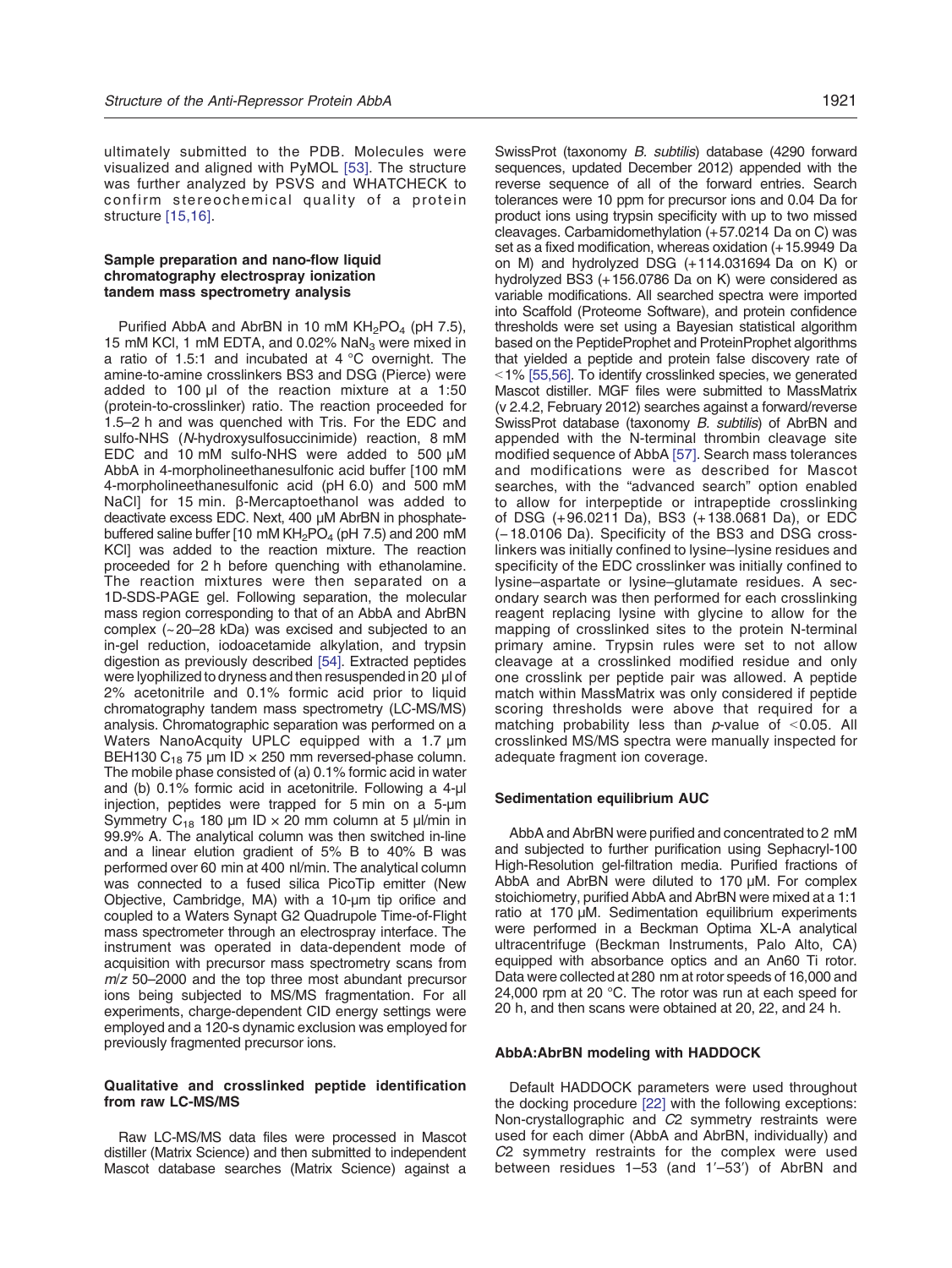ultimately submitted to the PDB. Molecules were visualized and aligned with PyMOL [53]. The structure was further analyzed by PSVS and WHATCHECK to confirm stereochemical quality of a protein structure [15,16].

### Sample preparation and nano-flow liquid chromatography electrospray ionization tandem mass spectrometry analysis

Purified AbbA and AbrBN in 10 mM $KH_2PO_4$ (pH 7.5), 15 mM KCl, 1 mM EDTA, and 0.02% $NaN_3$ were mixed in a ratio of 1.5:1 and incubated at 4 °C overnight. The amine-to-amine crosslinkers BS3 and DSG (Pierce) were added to 100 µl of the reaction mixture at a 1:50 (protein-to-crosslinker) ratio. The reaction proceeded for 1.5–2 h and was quenched with Tris. For the EDC and sulfo-NHS (*N*-hydroxysulfosuccinimide) reaction, 8 mM EDC and 10 mM sulfo-NHS were added to 500 µM AbbA in 4-morpholineethanesulfonic acid buffer [100 mM 4-morpholineethanesulfonic acid (pH 6.0) and 500 mM NaCl] for 15 min. β-Mercaptoethanol was added to deactivate excess EDC. Next, 400 µM AbrBN in phosphate-buffered saline buffer [10 mM $KH_2PO_4$ (pH 7.5) and 200 mM KCl] was added to the reaction mixture. The reaction proceeded for 2 h before quenching with ethanolamine. The reaction mixtures were then separated on a 1D-SDS-PAGE gel. Following separation, the molecular mass region corresponding to that of an AbbA and AbrBN complex (~20–28 kDa) was excised and subjected to an in-gel reduction, iodoacetamide alkylation, and trypsin digestion as previously described [54]. Extracted peptides were lyophilized to dryness and then resuspended in 20 µl of 2% acetonitrile and 0.1% formic acid prior to liquid chromatography tandem mass spectrometry (LC-MS/MS) analysis. Chromatographic separation was performed on a Waters NanoAcquity UPLC equipped with a 1.7 µm BEH130 $C_{18}$ 75 µm ID × 250 mm reversed-phase column. The mobile phase consisted of (a) 0.1% formic acid in water and (b) 0.1% formic acid in acetonitrile. Following a 4-µl injection, peptides were trapped for 5 min on a 5-µm Symmetry $C_{18}$ 180 µm ID × 20 mm column at 5 µl/min in 99.9% A. The analytical column was then switched in-line and a linear elution gradient of 5% B to 40% B was performed over 60 min at 400 nl/min. The analytical column was connected to a fused silica PicoTip emitter (New Objective, Cambridge, MA) with a 10-µm tip orifice and coupled to a Waters Synapt G2 Quadrupole Time-of-Flight mass spectrometer through an electrospray interface. The instrument was operated in data-dependent mode of acquisition with precursor mass spectrometry scans from *m/z* 50–2000 and the top three most abundant precursor ions being subjected to MS/MS fragmentation. For all experiments, charge-dependent CID energy settings were employed and a 120-s dynamic exclusion was employed for previously fragmented precursor ions.

### Qualitative and crosslinked peptide identification from raw LC-MS/MS

Raw LC-MS/MS data files were processed in Mascot distiller (Matrix Science) and then submitted to independent Mascot database searches (Matrix Science) against a SwissProt (taxonomy *B. subtilis*) database (4290 forward sequences, updated December 2012) appended with the reverse sequence of all of the forward entries. Search tolerances were 10 ppm for precursor ions and 0.04 Da for product ions using trypsin specificity with up to two missed cleavages. Carbamidomethylation (+57.0214 Da on C) was set as a fixed modification, whereas oxidation (+15.9949 Da on M) and hydrolyzed DSG (+114.031694 Da on K) or hydrolyzed BS3 (+156.0786 Da on K) were considered as variable modifications. All searched spectra were imported into Scaffold (Proteome Software), and protein confidence thresholds were set using a Bayesian statistical algorithm based on the PeptideProphet and ProteinProphet algorithms that yielded a peptide and protein false discovery rate of <1% [55,56]. To identify crosslinked species, we generated Mascot distiller. MGF files were submitted to MassMatrix (v 2.4.2, February 2012) searches against a forward/reverse SwissProt database (taxonomy *B. subtilis*) of AbrBN and appended with the N-terminal thrombin cleavage site modified sequence of AbbA [57]. Search mass tolerances and modifications were as described for Mascot searches, with the "advanced search" option enabled to allow for interpeptide or intrapeptide crosslinking of DSG (+96.0211 Da), BS3 (+138.0681 Da), or EDC (−18.0106 Da). Specificity of the BS3 and DSG crosslinkers was initially confined to lysine–lysine residues and specificity of the EDC crosslinker was initially confined to lysine–aspartate or lysine–glutamate residues. A secondary search was then performed for each crosslinking reagent replacing lysine with glycine to allow for the mapping of crosslinked sites to the protein N-terminal primary amine. Trypsin rules were set to not allow cleavage at a crosslinked modified residue and only one crosslink per peptide pair was allowed. A peptide match within MassMatrix was only considered if peptide scoring thresholds were above that required for a matching probability less than *p*-value of $<0.05$. All crosslinked MS/MS spectra were manually inspected for adequate fragment ion coverage.

### Sedimentation equilibrium AUC

AbbA and AbrBN were purified and concentrated to 2 mM and subjected to further purification using Sephacryl-100 High-Resolution gel-filtration media. Purified fractions of AbbA and AbrBN were diluted to 170 µM. For complex stoichiometry, purified AbbA and AbrBN were mixed at a 1:1 ratio at 170 µM. Sedimentation equilibrium experiments were performed in a Beckman Optima XL-A analytical ultracentrifuge (Beckman Instruments, Palo Alto, CA) equipped with absorbance optics and an An60 Ti rotor. Data were collected at 280 nm at rotor speeds of 16,000 and 24,000 rpm at 20 °C. The rotor was run at each speed for 20 h, and then scans were obtained at 20, 22, and 24 h.

### AbbA:AbrBN modeling with HADDOCK

Default HADDOCK parameters were used throughout the docking procedure [22] with the following exceptions: Non-crystallographic and *C*2 symmetry restraints were used for each dimer (AbbA and AbrBN, individually) and *C*2 symmetry restraints for the complex were used between residues 1–53 (and 1′–53′) of AbrBN and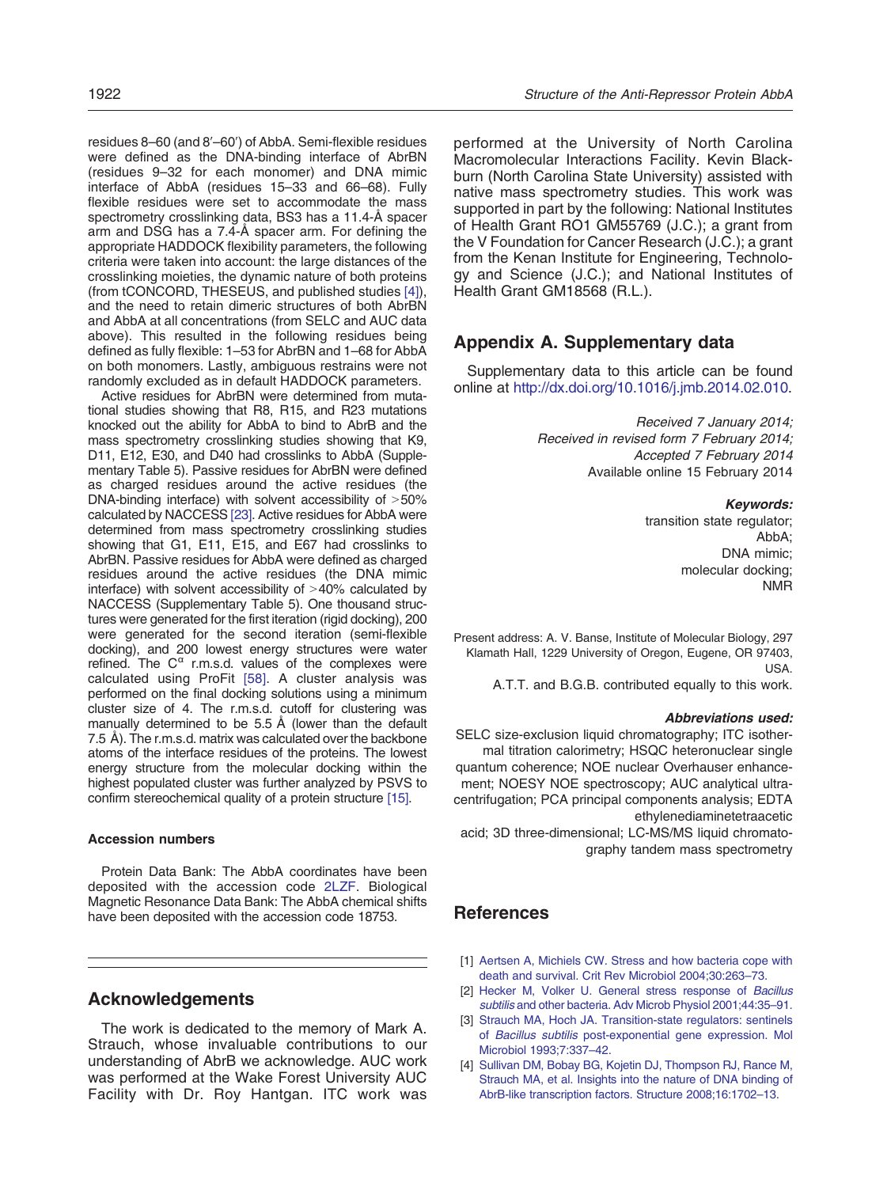residues 8–60 (and 8′–60′) of AbbA. Semi-flexible residues were defined as the DNA-binding interface of AbrBN (residues 9–32 for each monomer) and DNA mimic interface of AbbA (residues 15–33 and 66–68). Fully flexible residues were set to accommodate the mass spectrometry crosslinking data, BS3 has a 11.4-Å spacer arm and DSG has a 7.4-Å spacer arm. For defining the appropriate HADDOCK flexibility parameters, the following criteria were taken into account: the large distances of the crosslinking moieties, the dynamic nature of both proteins (from tCONCORD, THESEUS, and published studies [4]), and the need to retain dimeric structures of both AbrBN and AbbA at all concentrations (from SELC and AUC data above). This resulted in the following residues being defined as fully flexible: 1–53 for AbrBN and 1–68 for AbbA on both monomers. Lastly, ambiguous restrains were not randomly excluded as in default HADDOCK parameters.

Active residues for AbrBN were determined from mutational studies showing that R8, R15, and R23 mutations knocked out the ability for AbbA to bind to AbrB and the mass spectrometry crosslinking studies showing that K9, D11, E12, E30, and D40 had crosslinks to AbbA (Supplementary Table 5). Passive residues for AbrBN were defined as charged residues around the active residues (the DNA-binding interface) with solvent accessibility of >50% calculated by NACCESS [23]. Active residues for AbbA were determined from mass spectrometry crosslinking studies showing that G1, E11, E15, and E67 had crosslinks to AbrBN. Passive residues for AbbA were defined as charged residues around the active residues (the DNA mimic interface) with solvent accessibility of >40% calculated by NACCESS (Supplementary Table 5). One thousand structures were generated for the first iteration (rigid docking), 200 were generated for the second iteration (semi-flexible docking), and 200 lowest energy structures were water refined. The $C^{\alpha}$ r.m.s.d. values of the complexes were calculated using ProFit [58]. A cluster analysis was performed on the final docking solutions using a minimum cluster size of 4. The r.m.s.d. cutoff for clustering was manually determined to be 5.5 Å (lower than the default 7.5 Å). The r.m.s.d. matrix was calculated over the backbone atoms of the interface residues of the proteins. The lowest energy structure from the molecular docking within the highest populated cluster was further analyzed by PSVS to confirm stereochemical quality of a protein structure [15].

### Accession numbers

Protein Data Bank: The AbbA coordinates have been deposited with the accession code 2LZF. Biological Magnetic Resonance Data Bank: The AbbA chemical shifts have been deposited with the accession code 18753.

## Acknowledgements

The work is dedicated to the memory of Mark A. Strauch, whose invaluable contributions to our understanding of AbrB we acknowledge. AUC work was performed at the Wake Forest University AUC Facility with Dr. Roy Hantgan. ITC work was performed at the University of North Carolina Macromolecular Interactions Facility. Kevin Blackburn (North Carolina State University) assisted with native mass spectrometry studies. This work was supported in part by the following: National Institutes of Health Grant RO1 GM55769 (J.C.); a grant from the V Foundation for Cancer Research (J.C.); a grant from the Kenan Institute for Engineering, Technology and Science (J.C.); and National Institutes of Health Grant GM18568 (R.L.).

## Appendix A. Supplementary data

Supplementary data to this article can be found online at http://dx.doi.org/10.1016/j.jmb.2014.02.010.

*Received 7 January 2014;*
*Received in revised form 7 February 2014;*
*Accepted 7 February 2014*
Available online 15 February 2014

***Keywords:***
transition state regulator;
AbbA;
DNA mimic;
molecular docking;
NMR

Present address: A. V. Banse, Institute of Molecular Biology, 297 Klamath Hall, 1229 University of Oregon, Eugene, OR 97403, USA.

A.T.T. and B.G.B. contributed equally to this work.

***Abbreviations used:***
SELC size-exclusion liquid chromatography; ITC isothermal titration calorimetry; HSQC heteronuclear single quantum coherence; NOE nuclear Overhauser enhancement; NOESY NOE spectroscopy; AUC analytical ultracentrifugation; PCA principal components analysis; EDTA ethylenediaminetetraacetic acid; 3D three-dimensional; LC-MS/MS liquid chromatography tandem mass spectrometry

## References

[1] Aertsen A, Michiels CW. Stress and how bacteria cope with death and survival. Crit Rev Microbiol 2004;30:263–73.

[2] Hecker M, Volker U. General stress response of *Bacillus subtilis* and other bacteria. Adv Microb Physiol 2001;44:35–91.

[3] Strauch MA, Hoch JA. Transition-state regulators: sentinels of *Bacillus subtilis* post-exponential gene expression. Mol Microbiol 1993;7:337–42.

[4] Sullivan DM, Bobay BG, Kojetin DJ, Thompson RJ, Rance M, Strauch MA, et al. Insights into the nature of DNA binding of AbrB-like transcription factors. Structure 2008;16:1702–13.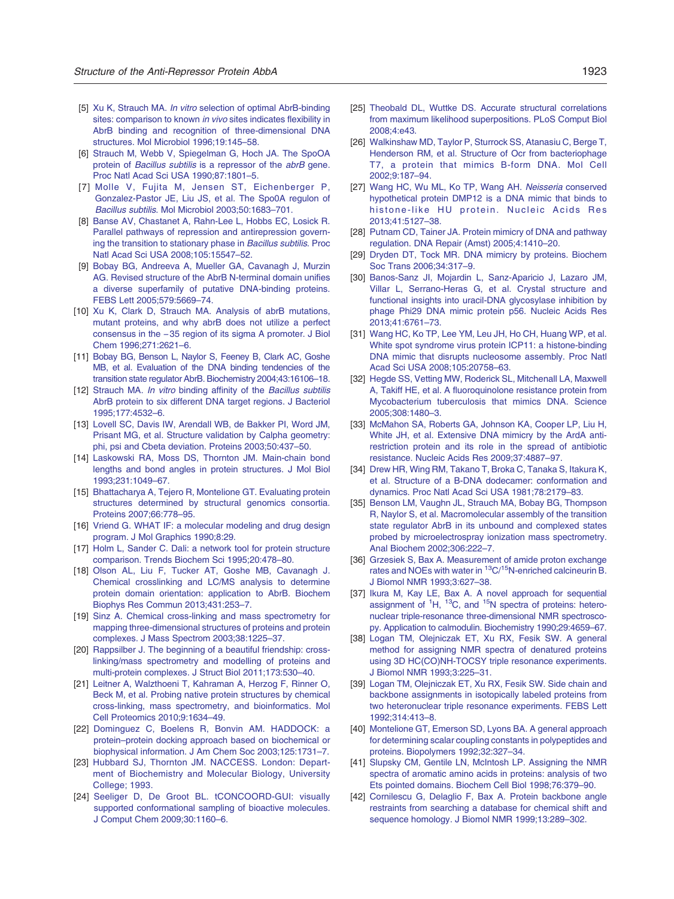[5] Xu K, Strauch MA. *In vitro* selection of optimal AbrB-binding sites: comparison to known *in vivo* sites indicates flexibility in AbrB binding and recognition of three-dimensional DNA structures. Mol Microbiol 1996;19:145–58.

[6] Strauch M, Webb V, Spiegelman G, Hoch JA. The SpoOA protein of *Bacillus subtilis* is a repressor of the *abrB* gene. Proc Natl Acad Sci USA 1990;87:1801–5.

[7] Molle V, Fujita M, Jensen ST, Eichenberger P, Gonzalez-Pastor JE, Liu JS, et al. The Spo0A regulon of *Bacillus subtilis*. Mol Microbiol 2003;50:1683–701.

[8] Banse AV, Chastanet A, Rahn-Lee L, Hobbs EC, Losick R. Parallel pathways of repression and antirepression governing the transition to stationary phase in *Bacillus subtilis*. Proc Natl Acad Sci USA 2008;105:15547–52.

[9] Bobay BG, Andreeva A, Mueller GA, Cavanagh J, Murzin AG. Revised structure of the AbrB N-terminal domain unifies a diverse superfamily of putative DNA-binding proteins. FEBS Lett 2005;579:5669–74.

[10] Xu K, Clark D, Strauch MA. Analysis of abrB mutations, mutant proteins, and why abrB does not utilize a perfect consensus in the −35 region of its sigma A promoter. J Biol Chem 1996;271:2621–6.

[11] Bobay BG, Benson L, Naylor S, Feeney B, Clark AC, Goshe MB, et al. Evaluation of the DNA binding tendencies of the transition state regulator AbrB. Biochemistry 2004;43:16106–18.

[12] Strauch MA. *In vitro* binding affinity of the *Bacillus subtilis* AbrB protein to six different DNA target regions. J Bacteriol 1995;177:4532–6.

[13] Lovell SC, Davis IW, Arendall WB, de Bakker PI, Word JM, Prisant MG, et al. Structure validation by Calpha geometry: phi, psi and Cbeta deviation. Proteins 2003;50:437–50.

[14] Laskowski RA, Moss DS, Thornton JM. Main-chain bond lengths and bond angles in protein structures. J Mol Biol 1993;231:1049–67.

[15] Bhattacharya A, Tejero R, Montelione GT. Evaluating protein structures determined by structural genomics consortia. Proteins 2007;66:778–95.

[16] Vriend G. WHAT IF: a molecular modeling and drug design program. J Mol Graphics 1990;8:29.

[17] Holm L, Sander C. Dali: a network tool for protein structure comparison. Trends Biochem Sci 1995;20:478–80.

[18] Olson AL, Liu F, Tucker AT, Goshe MB, Cavanagh J. Chemical crosslinking and LC/MS analysis to determine protein domain orientation: application to AbrB. Biochem Biophys Res Commun 2013;431:253–7.

[19] Sinz A. Chemical cross-linking and mass spectrometry for mapping three-dimensional structures of proteins and protein complexes. J Mass Spectrom 2003;38:1225–37.

[20] Rappsilber J. The beginning of a beautiful friendship: cross-linking/mass spectrometry and modelling of proteins and multi-protein complexes. J Struct Biol 2011;173:530–40.

[21] Leitner A, Walzthoeni T, Kahraman A, Herzog F, Rinner O, Beck M, et al. Probing native protein structures by chemical cross-linking, mass spectrometry, and bioinformatics. Mol Cell Proteomics 2010;9:1634–49.

[22] Dominguez C, Boelens R, Bonvin AM. HADDOCK: a protein–protein docking approach based on biochemical or biophysical information. J Am Chem Soc 2003;125:1731–7.

[23] Hubbard SJ, Thornton JM. NACCESS. London: Department of Biochemistry and Molecular Biology, University College; 1993.

[24] Seeliger D, De Groot BL. tCONCOORD-GUI: visually supported conformational sampling of bioactive molecules. J Comput Chem 2009;30:1160–6.

[25] Theobald DL, Wuttke DS. Accurate structural correlations from maximum likelihood superpositions. PLoS Comput Biol 2008;4:e43.

[26] Walkinshaw MD, Taylor P, Sturrock SS, Atanasiu C, Berge T, Henderson RM, et al. Structure of Ocr from bacteriophage T7, a protein that mimics B-form DNA. Mol Cell 2002;9:187–94.

[27] Wang HC, Wu ML, Ko TP, Wang AH. *Neisseria* conserved hypothetical protein DMP12 is a DNA mimic that binds to histone-like HU protein. Nucleic Acids Res 2013;41:5127–38.

[28] Putnam CD, Tainer JA. Protein mimicry of DNA and pathway regulation. DNA Repair (Amst) 2005;4:1410–20.

[29] Dryden DT, Tock MR. DNA mimicry by proteins. Biochem Soc Trans 2006;34:317–9.

[30] Banos-Sanz JI, Mojardin L, Sanz-Aparicio J, Lazaro JM, Villar L, Serrano-Heras G, et al. Crystal structure and functional insights into uracil-DNA glycosylase inhibition by phage Phi29 DNA mimic protein p56. Nucleic Acids Res 2013;41:6761–73.

[31] Wang HC, Ko TP, Lee YM, Leu JH, Ho CH, Huang WP, et al. White spot syndrome virus protein ICP11: a histone-binding DNA mimic that disrupts nucleosome assembly. Proc Natl Acad Sci USA 2008;105:20758–63.

[32] Hegde SS, Vetting MW, Roderick SL, Mitchenall LA, Maxwell A, Takiff HE, et al. A fluoroquinolone resistance protein from Mycobacterium tuberculosis that mimics DNA. Science 2005;308:1480–3.

[33] McMahon SA, Roberts GA, Johnson KA, Cooper LP, Liu H, White JH, et al. Extensive DNA mimicry by the ArdA anti-restriction protein and its role in the spread of antibiotic resistance. Nucleic Acids Res 2009;37:4887–97.

[34] Drew HR, Wing RM, Takano T, Broka C, Tanaka S, Itakura K, et al. Structure of a B-DNA dodecamer: conformation and dynamics. Proc Natl Acad Sci USA 1981;78:2179–83.

[35] Benson LM, Vaughn JL, Strauch MA, Bobay BG, Thompson R, Naylor S, et al. Macromolecular assembly of the transition state regulator AbrB in its unbound and complexed states probed by microelectrospray ionization mass spectrometry. Anal Biochem 2002;306:222–7.

[36] Grzesiek S, Bax A. Measurement of amide proton exchange rates and NOEs with water in $^{13}$C/$^{15}$N-enriched calcineurin B. J Biomol NMR 1993;3:627–38.

[37] Ikura M, Kay LE, Bax A. A novel approach for sequential assignment of $^{1}$H, $^{13}$C, and $^{15}$N spectra of proteins: heteronuclear triple-resonance three-dimensional NMR spectroscopy. Application to calmodulin. Biochemistry 1990;29:4659–67.

[38] Logan TM, Olejniczak ET, Xu RX, Fesik SW. A general method for assigning NMR spectra of denatured proteins using 3D HC(CO)NH-TOCSY triple resonance experiments. J Biomol NMR 1993;3:225–31.

[39] Logan TM, Olejniczak ET, Xu RX, Fesik SW. Side chain and backbone assignments in isotopically labeled proteins from two heteronuclear triple resonance experiments. FEBS Lett 1992;314:413–8.

[40] Montelione GT, Emerson SD, Lyons BA. A general approach for determining scalar coupling constants in polypeptides and proteins. Biopolymers 1992;32:327–34.

[41] Slupsky CM, Gentile LN, McIntosh LP. Assigning the NMR spectra of aromatic amino acids in proteins: analysis of two Ets pointed domains. Biochem Cell Biol 1998;76:379–90.

[42] Cornilescu G, Delaglio F, Bax A. Protein backbone angle restraints from searching a database for chemical shift and sequence homology. J Biomol NMR 1999;13:289–302.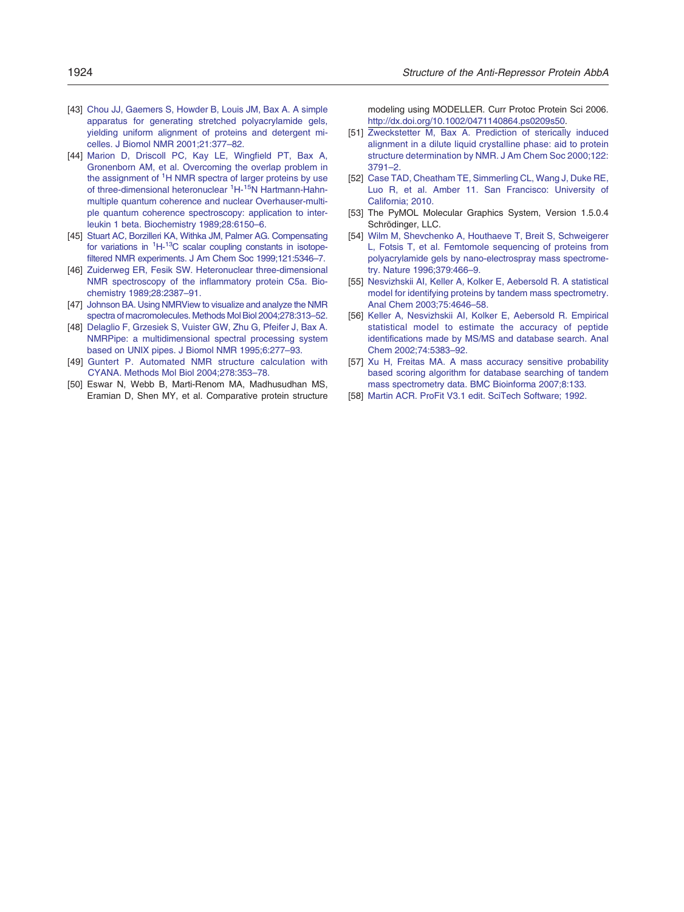[43] Chou JJ, Gaemers S, Howder B, Louis JM, Bax A. A simple apparatus for generating stretched polyacrylamide gels, yielding uniform alignment of proteins and detergent micelles. J Biomol NMR 2001;21:377–82.

[44] Marion D, Driscoll PC, Kay LE, Wingfield PT, Bax A, Gronenborn AM, et al. Overcoming the overlap problem in the assignment of $^{1}$H NMR spectra of larger proteins by use of three-dimensional heteronuclear $^{1}$H-$^{15}$N Hartmann-Hahn-multiple quantum coherence and nuclear Overhauser-multiple quantum coherence spectroscopy: application to interleukin 1 beta. Biochemistry 1989;28:6150–6.

[45] Stuart AC, Borzilleri KA, Withka JM, Palmer AG. Compensating for variations in $^{1}$H-$^{13}$C scalar coupling constants in isotope-filtered NMR experiments. J Am Chem Soc 1999;121:5346–7.

[46] Zuiderweg ER, Fesik SW. Heteronuclear three-dimensional NMR spectroscopy of the inflammatory protein C5a. Biochemistry 1989;28:2387–91.

[47] Johnson BA. Using NMRView to visualize and analyze the NMR spectra of macromolecules. Methods Mol Biol 2004;278:313–52.

[48] Delaglio F, Grzesiek S, Vuister GW, Zhu G, Pfeifer J, Bax A. NMRPipe: a multidimensional spectral processing system based on UNIX pipes. J Biomol NMR 1995;6:277–93.

[49] Guntert P. Automated NMR structure calculation with CYANA. Methods Mol Biol 2004;278:353–78.

[50] Eswar N, Webb B, Marti-Renom MA, Madhusudhan MS, Eramian D, Shen MY, et al. Comparative protein structure modeling using MODELLER. Curr Protoc Protein Sci 2006. http://dx.doi.org/10.1002/0471140864.ps0209s50.

[51] Zweckstetter M, Bax A. Prediction of sterically induced alignment in a dilute liquid crystalline phase: aid to protein structure determination by NMR. J Am Chem Soc 2000;122:3791–2.

[52] Case TAD, Cheatham TE, Simmerling CL, Wang J, Duke RE, Luo R, et al. Amber 11. San Francisco: University of California; 2010.

[53] The PyMOL Molecular Graphics System, Version 1.5.0.4 Schrödinger, LLC.

[54] Wilm M, Shevchenko A, Houthaeve T, Breit S, Schweigerer L, Fotsis T, et al. Femtomole sequencing of proteins from polyacrylamide gels by nano-electrospray mass spectrometry. Nature 1996;379:466–9.

[55] Nesvizhskii AI, Keller A, Kolker E, Aebersold R. A statistical model for identifying proteins by tandem mass spectrometry. Anal Chem 2003;75:4646–58.

[56] Keller A, Nesvizhskii AI, Kolker E, Aebersold R. Empirical statistical model to estimate the accuracy of peptide identifications made by MS/MS and database search. Anal Chem 2002;74:5383–92.

[57] Xu H, Freitas MA. A mass accuracy sensitive probability based scoring algorithm for database searching of tandem mass spectrometry data. BMC Bioinforma 2007;8:133.

[58] Martin ACR. ProFit V3.1 edit. SciTech Software; 1992.